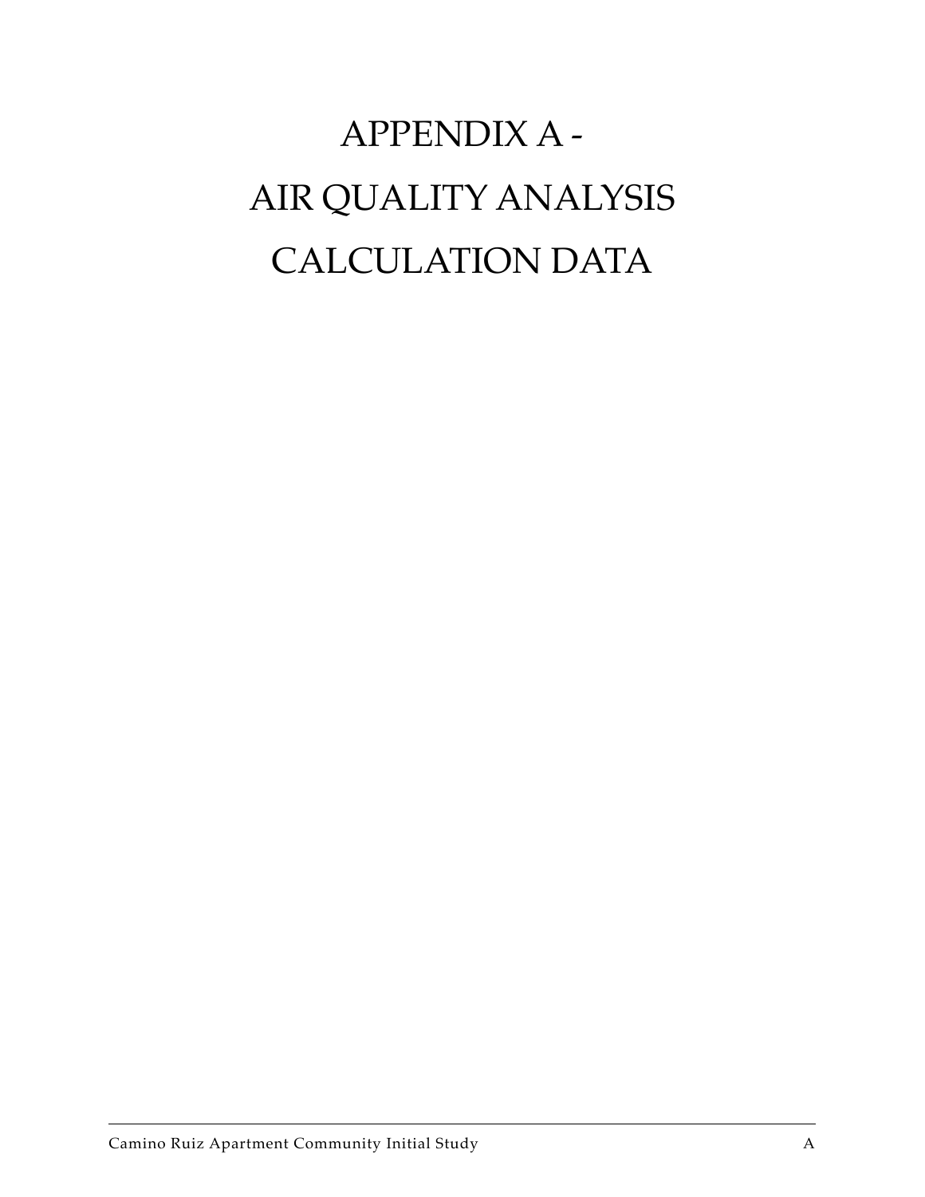# APPENDIX A -
# AIR QUALITY ANALYSIS
# CALCULATION DATA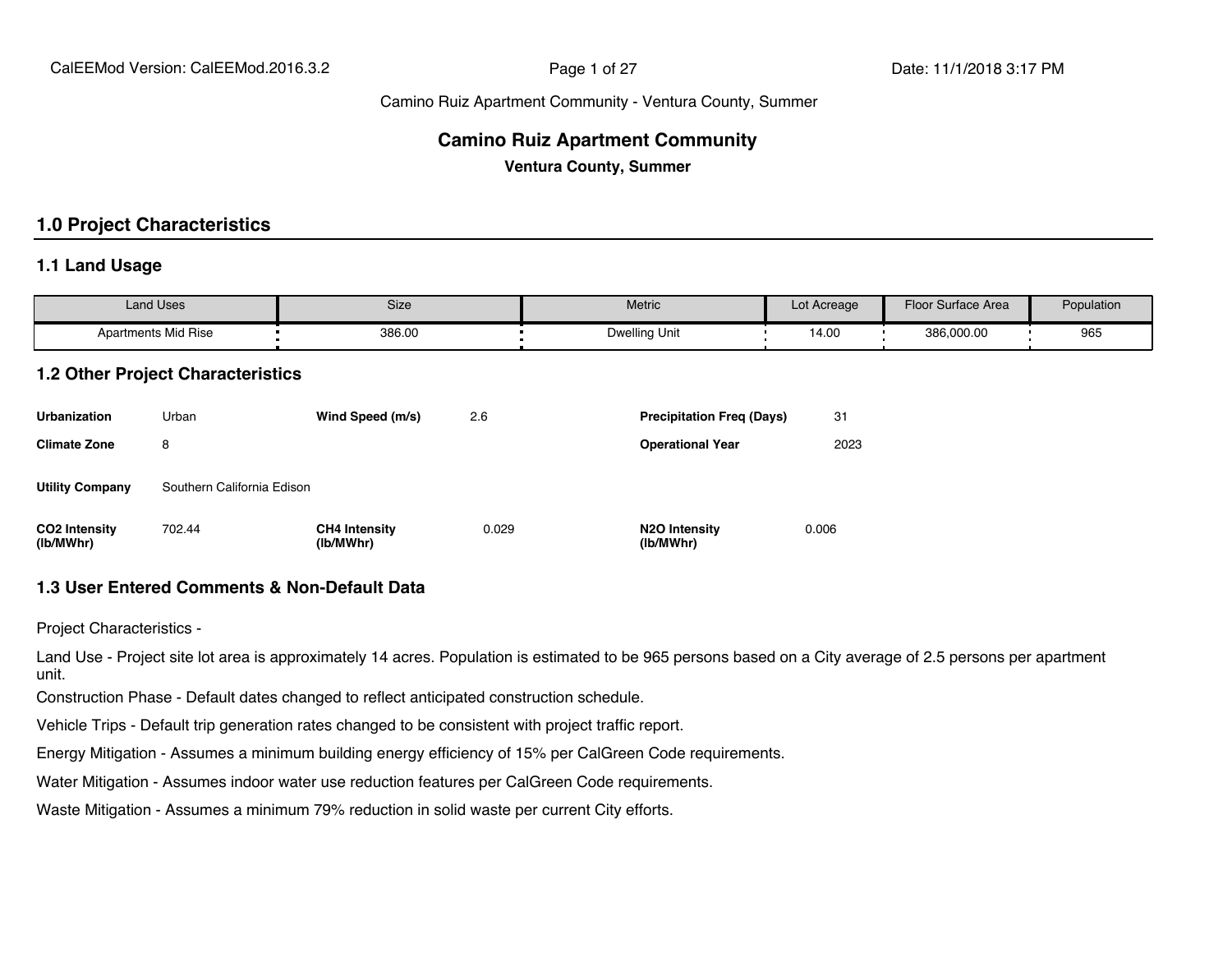# Camino Ruiz Apartment Community

**Ventura County, Summer**

## 1.0 Project Characteristics

### 1.1 Land Usage

| Land Uses | Size | Metric | Lot Acreage | Floor Surface Area | Population |
|---|---|---|---|---|---|
| Apartments Mid Rise | 386.00 | Dwelling Unit | 14.00 | 386,000.00 | 965 |

### 1.2 Other Project Characteristics

| | | | | | |
|---|---|---|---|---|---|
| **Urbanization** | Urban | **Wind Speed (m/s)** | 2.6 | **Precipitation Freq (Days)** | 31 |
| **Climate Zone** | 8 | | | **Operational Year** | 2023 |
| **Utility Company** | Southern California Edison | | | | |
| **CO2 Intensity (lb/MWhr)** | 702.44 | **CH4 Intensity (lb/MWhr)** | 0.029 | **N2O Intensity (lb/MWhr)** | 0.006 |

### 1.3 User Entered Comments & Non-Default Data

Project Characteristics -

Land Use - Project site lot area is approximately 14 acres. Population is estimated to be 965 persons based on a City average of 2.5 persons per apartment unit.

Construction Phase - Default dates changed to reflect anticipated construction schedule.

Vehicle Trips - Default trip generation rates changed to be consistent with project traffic report.

Energy Mitigation - Assumes a minimum building energy efficiency of 15% per CalGreen Code requirements.

Water Mitigation - Assumes indoor water use reduction features per CalGreen Code requirements.

Waste Mitigation - Assumes a minimum 79% reduction in solid waste per current City efforts.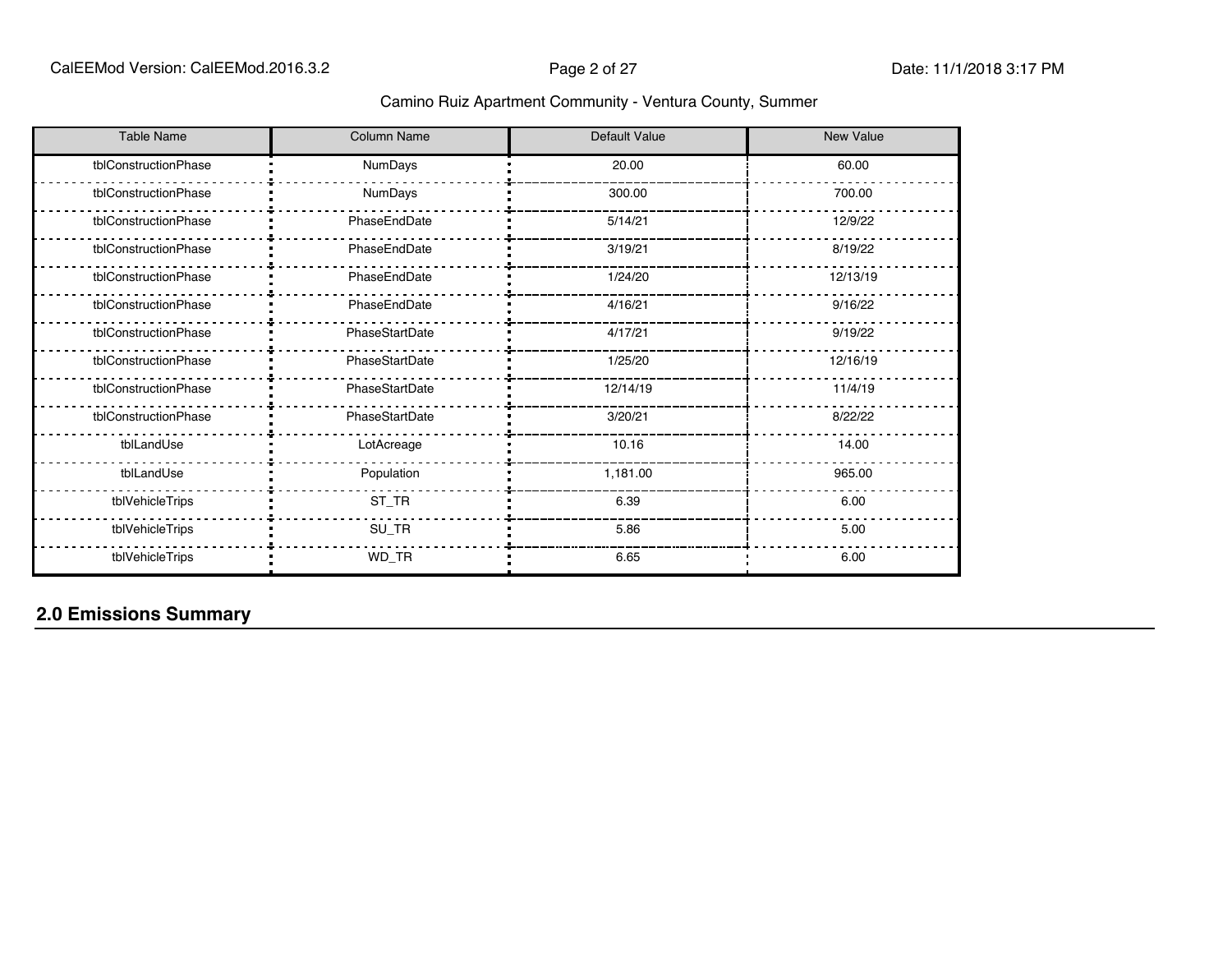| Table Name | Column Name | Default Value | New Value |
| --- | --- | --- | --- |
| tblConstructionPhase | NumDays | 20.00 | 60.00 |
| tblConstructionPhase | NumDays | 300.00 | 700.00 |
| tblConstructionPhase | PhaseEndDate | 5/14/21 | 12/9/22 |
| tblConstructionPhase | PhaseEndDate | 3/19/21 | 8/19/22 |
| tblConstructionPhase | PhaseEndDate | 1/24/20 | 12/13/19 |
| tblConstructionPhase | PhaseEndDate | 4/16/21 | 9/16/22 |
| tblConstructionPhase | PhaseStartDate | 4/17/21 | 9/19/22 |
| tblConstructionPhase | PhaseStartDate | 1/25/20 | 12/16/19 |
| tblConstructionPhase | PhaseStartDate | 12/14/19 | 11/4/19 |
| tblConstructionPhase | PhaseStartDate | 3/20/21 | 8/22/22 |
| tblLandUse | LotAcreage | 10.16 | 14.00 |
| tblLandUse | Population | 1,181.00 | 965.00 |
| tblVehicleTrips | ST_TR | 6.39 | 6.00 |
| tblVehicleTrips | SU_TR | 5.86 | 5.00 |
| tblVehicleTrips | WD_TR | 6.65 | 6.00 |

## 2.0 Emissions Summary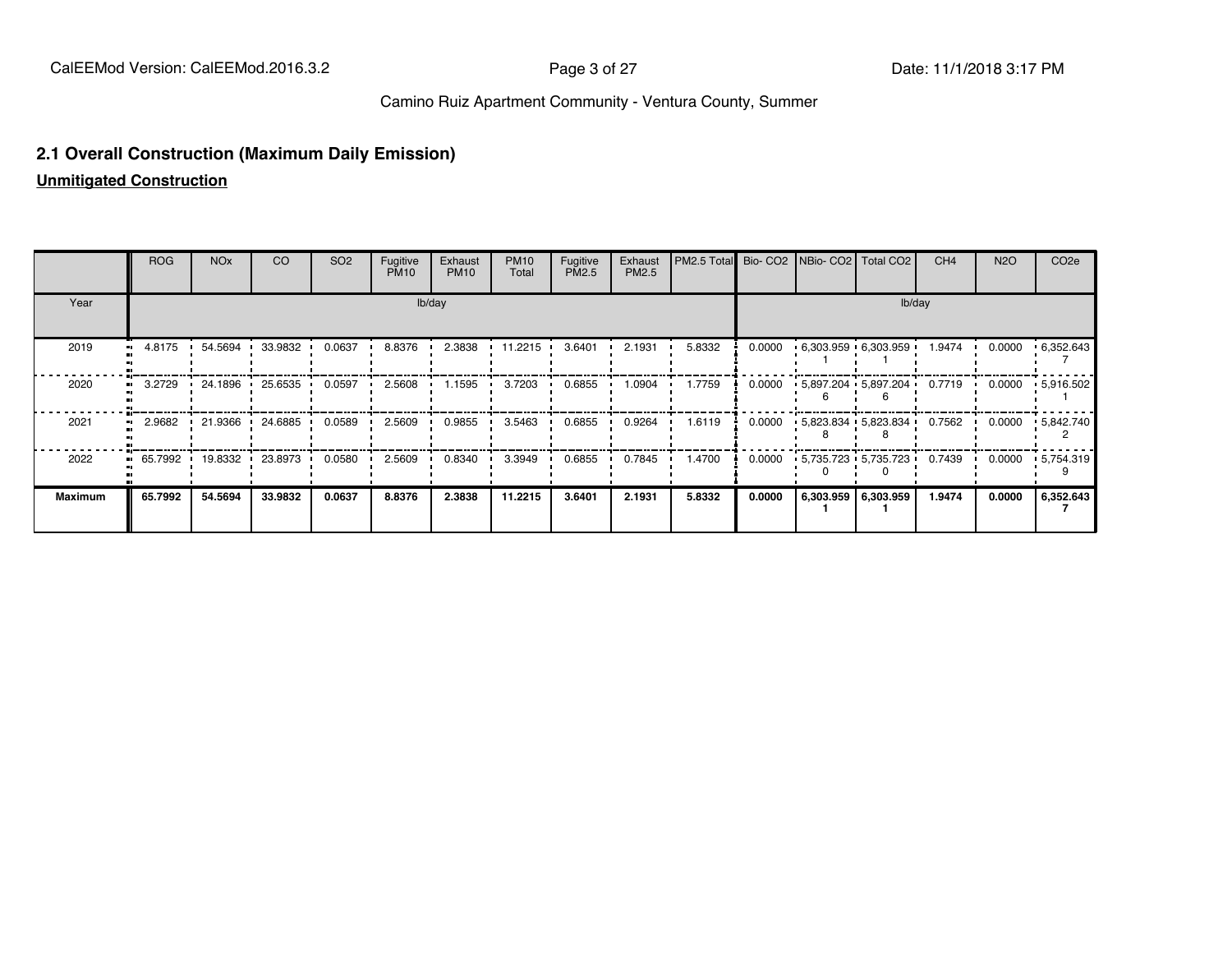## 2.1 Overall Construction (Maximum Daily Emission)

**Unmitigated Construction**

| | ROG | NOx | CO | SO2 | Fugitive PM10 | Exhaust PM10 | PM10 Total | Fugitive PM2.5 | Exhaust PM2.5 | PM2.5 Total | Bio- CO2 | NBio- CO2 | Total CO2 | CH4 | N2O | CO2e |
|---|---|---|---|---|---|---|---|---|---|---|---|---|---|---|---|---|
| Year | lb/day | | | | | | | | | | lb/day | | | | | |
| 2019 | 4.8175 | 54.5694 | 33.9832 | 0.0637 | 8.8376 | 2.3838 | 11.2215 | 3.6401 | 2.1931 | 5.8332 | 0.0000 | 6,303.959 1 | 6,303.959 1 | 1.9474 | 0.0000 | 6,352.643 7 |
| 2020 | 3.2729 | 24.1896 | 25.6535 | 0.0597 | 2.5608 | 1.1595 | 3.7203 | 0.6855 | 1.0904 | 1.7759 | 0.0000 | 5,897.204 6 | 5,897.204 6 | 0.7719 | 0.0000 | 5,916.502 1 |
| 2021 | 2.9682 | 21.9366 | 24.6885 | 0.0589 | 2.5609 | 0.9855 | 3.5463 | 0.6855 | 0.9264 | 1.6119 | 0.0000 | 5,823.834 8 | 5,823.834 8 | 0.7562 | 0.0000 | 5,842.740 2 |
| 2022 | 65.7992 | 19.8332 | 23.8973 | 0.0580 | 2.5609 | 0.8340 | 3.3949 | 0.6855 | 0.7845 | 1.4700 | 0.0000 | 5,735.723 0 | 5,735.723 0 | 0.7439 | 0.0000 | 5,754.319 9 |
| **Maximum** | **65.7992** | **54.5694** | **33.9832** | **0.0637** | **8.8376** | **2.3838** | **11.2215** | **3.6401** | **2.1931** | **5.8332** | **0.0000** | **6,303.959 1** | **6,303.959 1** | **1.9474** | **0.0000** | **6,352.643 7** |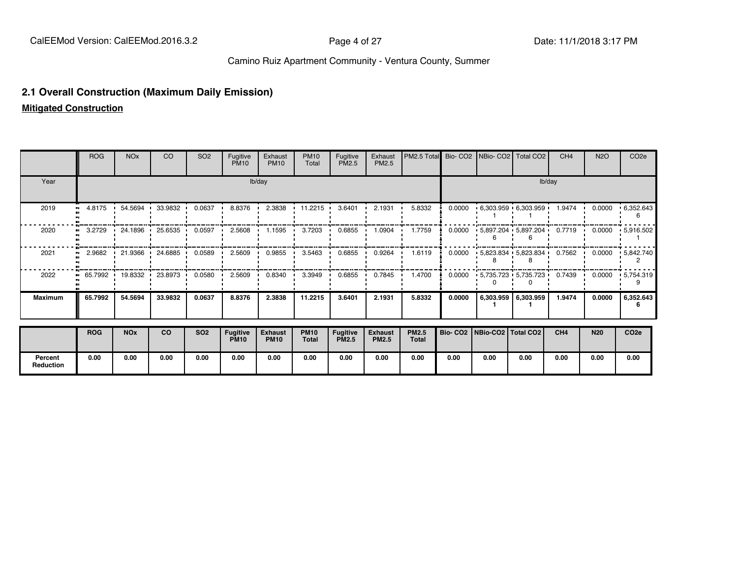## 2.1 Overall Construction (Maximum Daily Emission)

**Mitigated Construction**

| | ROG | NOx | CO | SO2 | Fugitive PM10 | Exhaust PM10 | PM10 Total | Fugitive PM2.5 | Exhaust PM2.5 | PM2.5 Total | Bio- CO2 | NBio- CO2 | Total CO2 | CH4 | N2O | CO2e |
|---|---|---|---|---|---|---|---|---|---|---|---|---|---|---|---|---|
| Year | lb/day | | | | | | | | | | lb/day | | | | | |
| 2019 | 4.8175 | 54.5694 | 33.9832 | 0.0637 | 8.8376 | 2.3838 | 11.2215 | 3.6401 | 2.1931 | 5.8332 | 0.0000 | 6,303.959 1 | 6,303.959 1 | 1.9474 | 0.0000 | 6,352.643 6 |
| 2020 | 3.2729 | 24.1896 | 25.6535 | 0.0597 | 2.5608 | 1.1595 | 3.7203 | 0.6855 | 1.0904 | 1.7759 | 0.0000 | 5,897.204 6 | 5,897.204 6 | 0.7719 | 0.0000 | 5,916.502 1 |
| 2021 | 2.9682 | 21.9366 | 24.6885 | 0.0589 | 2.5609 | 0.9855 | 3.5463 | 0.6855 | 0.9264 | 1.6119 | 0.0000 | 5,823.834 8 | 5,823.834 8 | 0.7562 | 0.0000 | 5,842.740 2 |
| 2022 | 65.7992 | 19.8332 | 23.8973 | 0.0580 | 2.5609 | 0.8340 | 3.3949 | 0.6855 | 0.7845 | 1.4700 | 0.0000 | 5,735.723 0 | 5,735.723 0 | 0.7439 | 0.0000 | 5,754.319 9 |
| **Maximum** | **65.7992** | **54.5694** | **33.9832** | **0.0637** | **8.8376** | **2.3838** | **11.2215** | **3.6401** | **2.1931** | **5.8332** | **0.0000** | **6,303.959 1** | **6,303.959 1** | **1.9474** | **0.0000** | **6,352.643 6** |

| | ROG | NOx | CO | SO2 | Fugitive PM10 | Exhaust PM10 | PM10 Total | Fugitive PM2.5 | Exhaust PM2.5 | PM2.5 Total | Bio- CO2 | NBio-CO2 | Total CO2 | CH4 | N20 | CO2e |
|---|---|---|---|---|---|---|---|---|---|---|---|---|---|---|---|---|
| **Percent Reduction** | 0.00 | 0.00 | 0.00 | 0.00 | 0.00 | 0.00 | 0.00 | 0.00 | 0.00 | 0.00 | 0.00 | 0.00 | 0.00 | 0.00 | 0.00 | 0.00 |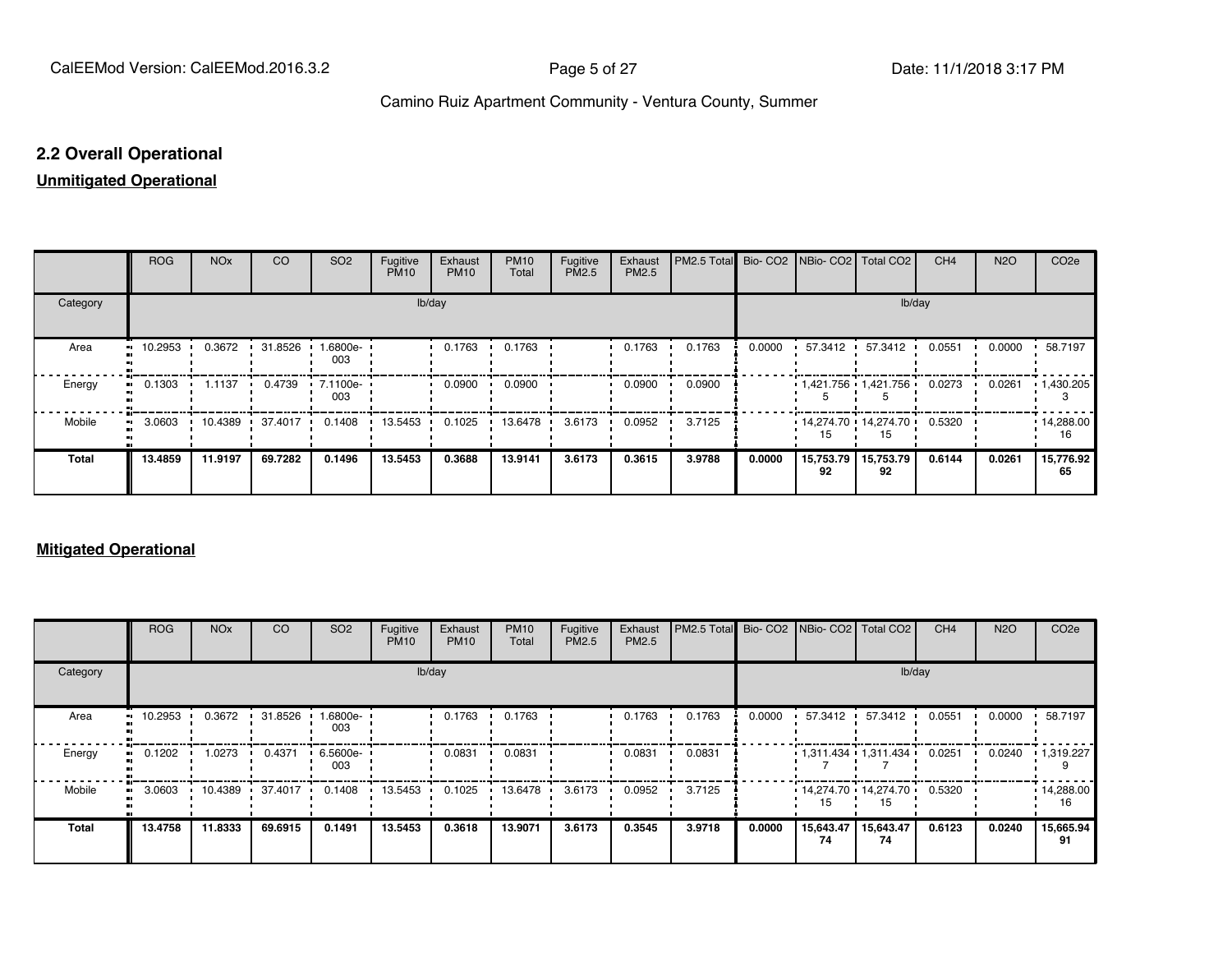## 2.2 Overall Operational

### Unmitigated Operational

| | ROG | NOx | CO | SO2 | Fugitive PM10 | Exhaust PM10 | PM10 Total | Fugitive PM2.5 | Exhaust PM2.5 | PM2.5 Total | Bio- CO2 | NBio- CO2 | Total CO2 | CH4 | N2O | CO2e |
|---|---|---|---|---|---|---|---|---|---|---|---|---|---|---|---|---|
| Category | lb/day | | | | | | | | | | lb/day | | | | | |
| Area | 10.2953 | 0.3672 | 31.8526 | 1.6800e-003 | | 0.1763 | 0.1763 | | 0.1763 | 0.1763 | 0.0000 | 57.3412 | 57.3412 | 0.0551 | 0.0000 | 58.7197 |
| Energy | 0.1303 | 1.1137 | 0.4739 | 7.1100e-003 | | 0.0900 | 0.0900 | | 0.0900 | 0.0900 | | 1,421.7565 | 1,421.7565 | 0.0273 | 0.0261 | 1,430.2053 |
| Mobile | 3.0603 | 10.4389 | 37.4017 | 0.1408 | 13.5453 | 0.1025 | 13.6478 | 3.6173 | 0.0952 | 3.7125 | | 14,274.7015 | 14,274.7015 | 0.5320 | | 14,288.0016 |
| **Total** | **13.4859** | **11.9197** | **69.7282** | **0.1496** | **13.5453** | **0.3688** | **13.9141** | **3.6173** | **0.3615** | **3.9788** | **0.0000** | **15,753.7992** | **15,753.7992** | **0.6144** | **0.0261** | **15,776.9265** |

### Mitigated Operational

| | ROG | NOx | CO | SO2 | Fugitive PM10 | Exhaust PM10 | PM10 Total | Fugitive PM2.5 | Exhaust PM2.5 | PM2.5 Total | Bio- CO2 | NBio- CO2 | Total CO2 | CH4 | N2O | CO2e |
|---|---|---|---|---|---|---|---|---|---|---|---|---|---|---|---|---|
| Category | lb/day | | | | | | | | | | lb/day | | | | | |
| Area | 10.2953 | 0.3672 | 31.8526 | 1.6800e-003 | | 0.1763 | 0.1763 | | 0.1763 | 0.1763 | 0.0000 | 57.3412 | 57.3412 | 0.0551 | 0.0000 | 58.7197 |
| Energy | 0.1202 | 1.0273 | 0.4371 | 6.5600e-003 | | 0.0831 | 0.0831 | | 0.0831 | 0.0831 | | 1,311.4347 | 1,311.4347 | 0.0251 | 0.0240 | 1,319.2279 |
| Mobile | 3.0603 | 10.4389 | 37.4017 | 0.1408 | 13.5453 | 0.1025 | 13.6478 | 3.6173 | 0.0952 | 3.7125 | | 14,274.7015 | 14,274.7015 | 0.5320 | | 14,288.0016 |
| **Total** | **13.4758** | **11.8333** | **69.6915** | **0.1491** | **13.5453** | **0.3618** | **13.9071** | **3.6173** | **0.3545** | **3.9718** | **0.0000** | **15,643.4774** | **15,643.4774** | **0.6123** | **0.0240** | **15,665.9491** |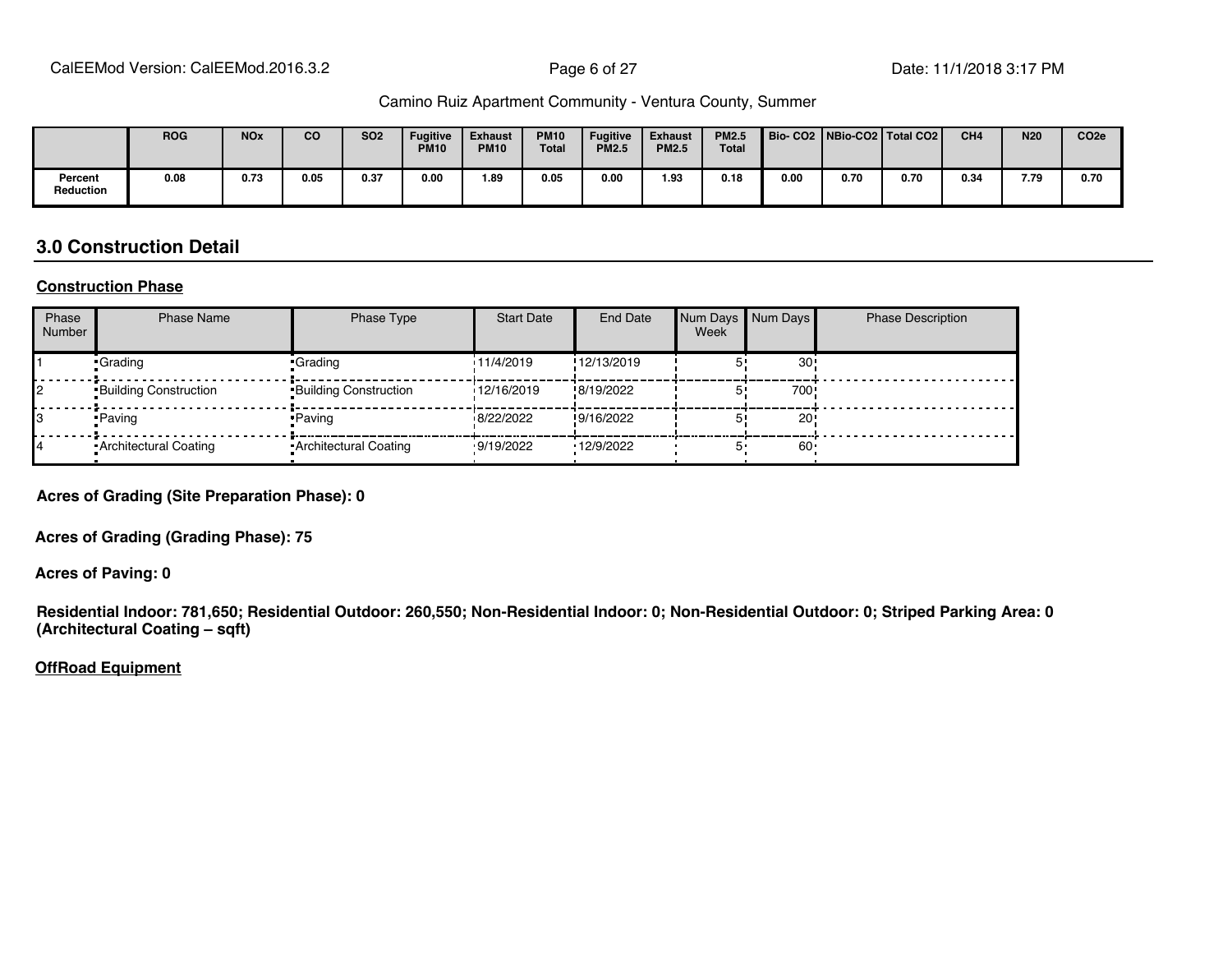Camino Ruiz Apartment Community - Ventura County, Summer

| | ROG | NOx | CO | SO2 | Fugitive PM10 | Exhaust PM10 | PM10 Total | Fugitive PM2.5 | Exhaust PM2.5 | PM2.5 Total | Bio- CO2 | NBio-CO2 | Total CO2 | CH4 | N20 | CO2e |
|---|---|---|---|---|---|---|---|---|---|---|---|---|---|---|---|---|
| **Percent Reduction** | 0.08 | 0.73 | 0.05 | 0.37 | 0.00 | 1.89 | 0.05 | 0.00 | 1.93 | 0.18 | 0.00 | 0.70 | 0.70 | 0.34 | 7.79 | 0.70 |

## 3.0 Construction Detail

### Construction Phase

| Phase Number | Phase Name | Phase Type | Start Date | End Date | Num Days Week | Num Days | Phase Description |
|---|---|---|---|---|---|---|---|
| 1 | Grading | Grading | 11/4/2019 | 12/13/2019 | 5 | 30 | |
| 2 | Building Construction | Building Construction | 12/16/2019 | 8/19/2022 | 5 | 700 | |
| 3 | Paving | Paving | 8/22/2022 | 9/16/2022 | 5 | 20 | |
| 4 | Architectural Coating | Architectural Coating | 9/19/2022 | 12/9/2022 | 5 | 60 | |

**Acres of Grading (Site Preparation Phase): 0**

**Acres of Grading (Grading Phase): 75**

**Acres of Paving: 0**

**Residential Indoor: 781,650; Residential Outdoor: 260,550; Non-Residential Indoor: 0; Non-Residential Outdoor: 0; Striped Parking Area: 0 (Architectural Coating – sqft)**

### OffRoad Equipment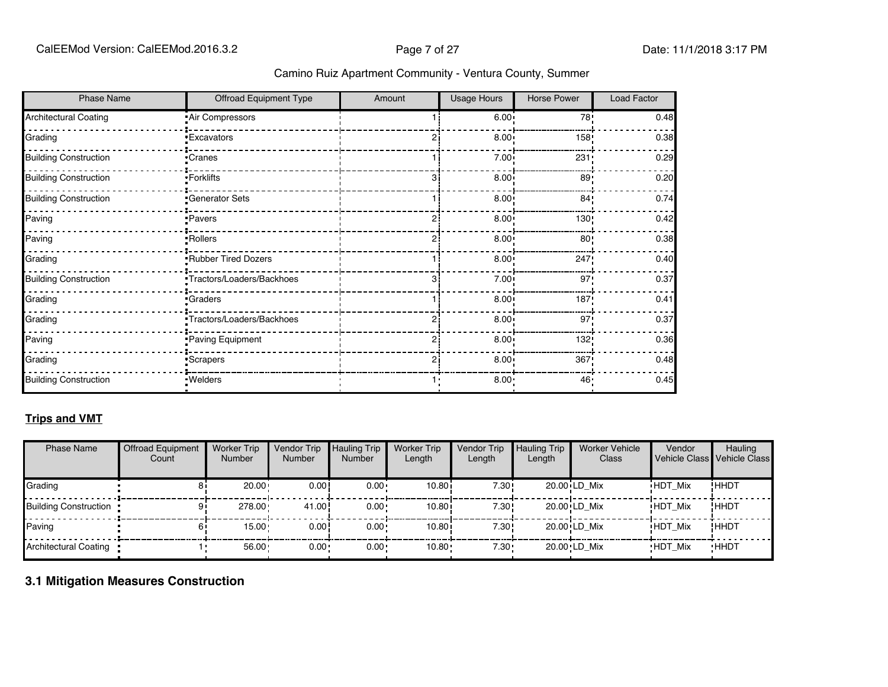| Phase Name | Offroad Equipment Type | Amount | Usage Hours | Horse Power | Load Factor |
|---|---|---|---|---|---|
| Architectural Coating | Air Compressors | 1 | 6.00 | 78 | 0.48 |
| Grading | Excavators | 2 | 8.00 | 158 | 0.38 |
| Building Construction | Cranes | 1 | 7.00 | 231 | 0.29 |
| Building Construction | Forklifts | 3 | 8.00 | 89 | 0.20 |
| Building Construction | Generator Sets | 1 | 8.00 | 84 | 0.74 |
| Paving | Pavers | 2 | 8.00 | 130 | 0.42 |
| Paving | Rollers | 2 | 8.00 | 80 | 0.38 |
| Grading | Rubber Tired Dozers | 1 | 8.00 | 247 | 0.40 |
| Building Construction | Tractors/Loaders/Backhoes | 3 | 7.00 | 97 | 0.37 |
| Grading | Graders | 1 | 8.00 | 187 | 0.41 |
| Grading | Tractors/Loaders/Backhoes | 2 | 8.00 | 97 | 0.37 |
| Paving | Paving Equipment | 2 | 8.00 | 132 | 0.36 |
| Grading | Scrapers | 2 | 8.00 | 367 | 0.48 |
| Building Construction | Welders | 1 | 8.00 | 46 | 0.45 |

**Trips and VMT**

| Phase Name | Offroad Equipment Count | Worker Trip Number | Vendor Trip Number | Hauling Trip Number | Worker Trip Length | Vendor Trip Length | Hauling Trip Length | Worker Vehicle Class | Vendor Vehicle Class | Hauling Vehicle Class |
|---|---|---|---|---|---|---|---|---|---|---|
| Grading | 8 | 20.00 | 0.00 | 0.00 | 10.80 | 7.30 | 20.00 | LD_Mix | HDT_Mix | HHDT |
| Building Construction | 9 | 278.00 | 41.00 | 0.00 | 10.80 | 7.30 | 20.00 | LD_Mix | HDT_Mix | HHDT |
| Paving | 6 | 15.00 | 0.00 | 0.00 | 10.80 | 7.30 | 20.00 | LD_Mix | HDT_Mix | HHDT |
| Architectural Coating | 1 | 56.00 | 0.00 | 0.00 | 10.80 | 7.30 | 20.00 | LD_Mix | HDT_Mix | HHDT |

## 3.1 Mitigation Measures Construction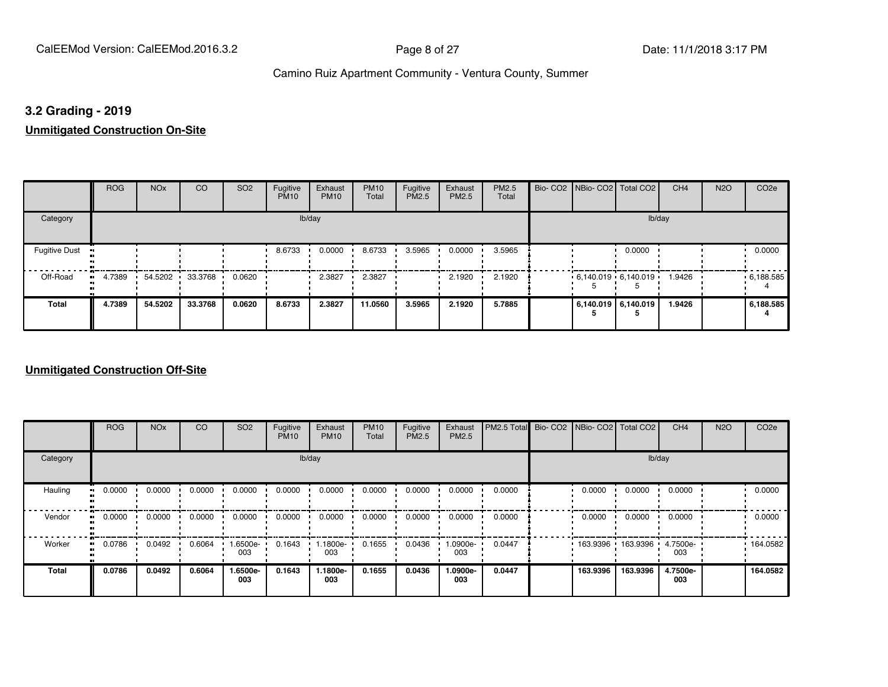## 3.2 Grading - 2019

**Unmitigated Construction On-Site**

| | ROG | NOx | CO | SO2 | Fugitive PM10 | Exhaust PM10 | PM10 Total | Fugitive PM2.5 | Exhaust PM2.5 | PM2.5 Total | Bio- CO2 | NBio- CO2 | Total CO2 | CH4 | N2O | CO2e |
|---|---|---|---|---|---|---|---|---|---|---|---|---|---|---|---|---|
| Category | lb/day | | | | | | | | | | lb/day | | | | | |
| Fugitive Dust | | | | | 8.6733 | 0.0000 | 8.6733 | 3.5965 | 0.0000 | 3.5965 | | | 0.0000 | | | 0.0000 |
| Off-Road | 4.7389 | 54.5202 | 33.3768 | 0.0620 | | 2.3827 | 2.3827 | | 2.1920 | 2.1920 | | 6,140.0195 | 6,140.0195 | 1.9426 | | 6,188.5854 |
| **Total** | **4.7389** | **54.5202** | **33.3768** | **0.0620** | **8.6733** | **2.3827** | **11.0560** | **3.5965** | **2.1920** | **5.7885** | | **6,140.0195** | **6,140.0195** | **1.9426** | | **6,188.5854** |

**Unmitigated Construction Off-Site**

| | ROG | NOx | CO | SO2 | Fugitive PM10 | Exhaust PM10 | PM10 Total | Fugitive PM2.5 | Exhaust PM2.5 | PM2.5 Total | Bio- CO2 | NBio- CO2 | Total CO2 | CH4 | N2O | CO2e |
|---|---|---|---|---|---|---|---|---|---|---|---|---|---|---|---|---|
| Category | lb/day | | | | | | | | | | lb/day | | | | | |
| Hauling | 0.0000 | 0.0000 | 0.0000 | 0.0000 | 0.0000 | 0.0000 | 0.0000 | 0.0000 | 0.0000 | 0.0000 | | 0.0000 | 0.0000 | 0.0000 | | 0.0000 |
| Vendor | 0.0000 | 0.0000 | 0.0000 | 0.0000 | 0.0000 | 0.0000 | 0.0000 | 0.0000 | 0.0000 | 0.0000 | | 0.0000 | 0.0000 | 0.0000 | | 0.0000 |
| Worker | 0.0786 | 0.0492 | 0.6064 | 1.6500e-003 | 0.1643 | 1.1800e-003 | 0.1655 | 0.0436 | 1.0900e-003 | 0.0447 | | 163.9396 | 163.9396 | 4.7500e-003 | | 164.0582 |
| **Total** | **0.0786** | **0.0492** | **0.6064** | **1.6500e-003** | **0.1643** | **1.1800e-003** | **0.1655** | **0.0436** | **1.0900e-003** | **0.0447** | | **163.9396** | **163.9396** | **4.7500e-003** | | **164.0582** |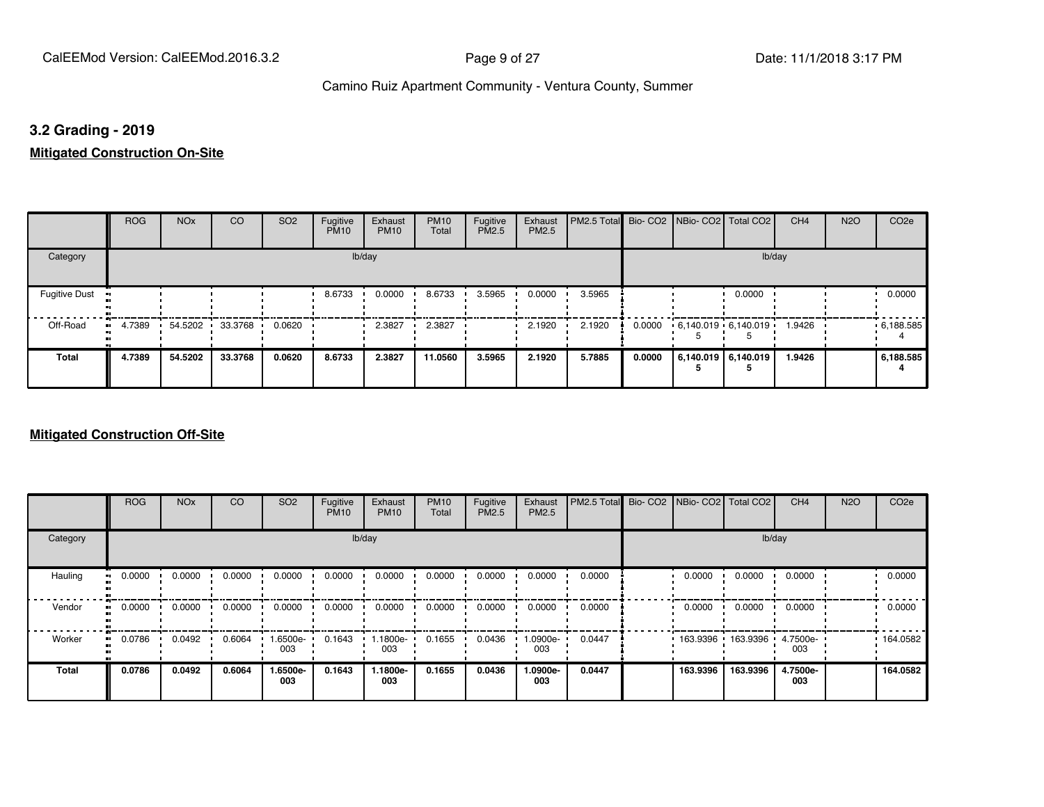## 3.2 Grading - 2019

**Mitigated Construction On-Site**

| | ROG | NOx | CO | SO2 | Fugitive PM10 | Exhaust PM10 | PM10 Total | Fugitive PM2.5 | Exhaust PM2.5 | PM2.5 Total | Bio- CO2 | NBio- CO2 | Total CO2 | CH4 | N2O | CO2e |
|---|---|---|---|---|---|---|---|---|---|---|---|---|---|---|---|---|
| Category | lb/day | | | | | | | | | | lb/day | | | | | |
| Fugitive Dust | | | | | 8.6733 | 0.0000 | 8.6733 | 3.5965 | 0.0000 | 3.5965 | | | 0.0000 | | | 0.0000 |
| Off-Road | 4.7389 | 54.5202 | 33.3768 | 0.0620 | | 2.3827 | 2.3827 | | 2.1920 | 2.1920 | 0.0000 | 6,140.0195 | 6,140.0195 | 1.9426 | | 6,188.5854 |
| **Total** | **4.7389** | **54.5202** | **33.3768** | **0.0620** | **8.6733** | **2.3827** | **11.0560** | **3.5965** | **2.1920** | **5.7885** | **0.0000** | **6,140.0195** | **6,140.0195** | **1.9426** | | **6,188.5854** |

**Mitigated Construction Off-Site**

| | ROG | NOx | CO | SO2 | Fugitive PM10 | Exhaust PM10 | PM10 Total | Fugitive PM2.5 | Exhaust PM2.5 | PM2.5 Total | Bio- CO2 | NBio- CO2 | Total CO2 | CH4 | N2O | CO2e |
|---|---|---|---|---|---|---|---|---|---|---|---|---|---|---|---|---|
| Category | lb/day | | | | | | | | | | lb/day | | | | | |
| Hauling | 0.0000 | 0.0000 | 0.0000 | 0.0000 | 0.0000 | 0.0000 | 0.0000 | 0.0000 | 0.0000 | 0.0000 | | 0.0000 | 0.0000 | 0.0000 | | 0.0000 |
| Vendor | 0.0000 | 0.0000 | 0.0000 | 0.0000 | 0.0000 | 0.0000 | 0.0000 | 0.0000 | 0.0000 | 0.0000 | | 0.0000 | 0.0000 | 0.0000 | | 0.0000 |
| Worker | 0.0786 | 0.0492 | 0.6064 | 1.6500e-003 | 0.1643 | 1.1800e-003 | 0.1655 | 0.0436 | 1.0900e-003 | 0.0447 | | 163.9396 | 163.9396 | 4.7500e-003 | | 164.0582 |
| **Total** | **0.0786** | **0.0492** | **0.6064** | **1.6500e-003** | **0.1643** | **1.1800e-003** | **0.1655** | **0.0436** | **1.0900e-003** | **0.0447** | | **163.9396** | **163.9396** | **4.7500e-003** | | **164.0582** |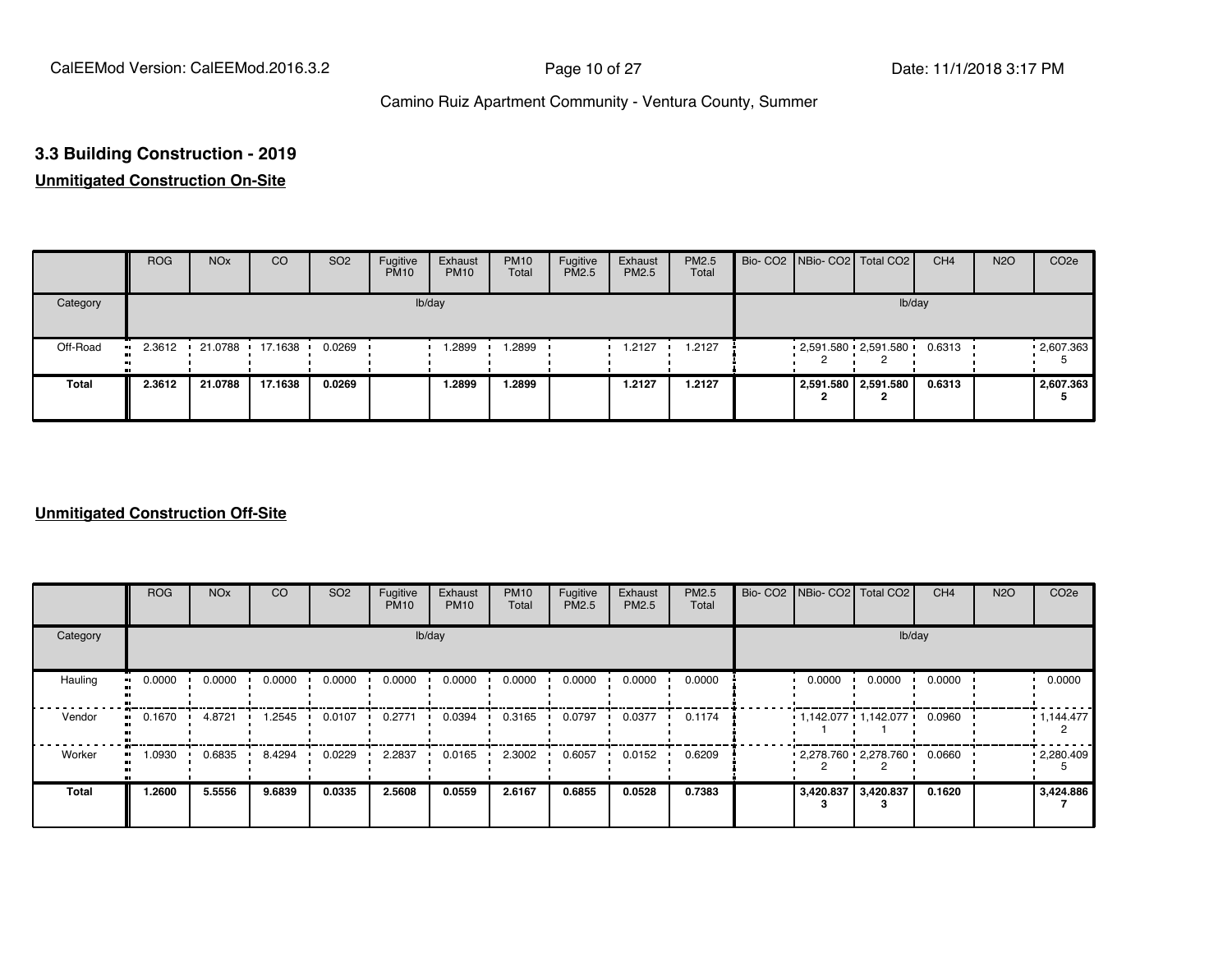## 3.3 Building Construction - 2019

### Unmitigated Construction On-Site

| | ROG | NOx | CO | SO2 | Fugitive PM10 | Exhaust PM10 | PM10 Total | Fugitive PM2.5 | Exhaust PM2.5 | PM2.5 Total | Bio- CO2 | NBio- CO2 | Total CO2 | CH4 | N2O | CO2e |
|---|---|---|---|---|---|---|---|---|---|---|---|---|---|---|---|---|
| Category | lb/day | | | | | | | | | | lb/day | | | | | |
| Off-Road | 2.3612 | 21.0788 | 17.1638 | 0.0269 | | 1.2899 | 1.2899 | | 1.2127 | 1.2127 | | 2,591.5802 | 2,591.5802 | 0.6313 | | 2,607.3635 |
| **Total** | **2.3612** | **21.0788** | **17.1638** | **0.0269** | | **1.2899** | **1.2899** | | **1.2127** | **1.2127** | | **2,591.5802** | **2,591.5802** | **0.6313** | | **2,607.3635** |

### Unmitigated Construction Off-Site

| | ROG | NOx | CO | SO2 | Fugitive PM10 | Exhaust PM10 | PM10 Total | Fugitive PM2.5 | Exhaust PM2.5 | PM2.5 Total | Bio- CO2 | NBio- CO2 | Total CO2 | CH4 | N2O | CO2e |
|---|---|---|---|---|---|---|---|---|---|---|---|---|---|---|---|---|
| Category | lb/day | | | | | | | | | | lb/day | | | | | |
| Hauling | 0.0000 | 0.0000 | 0.0000 | 0.0000 | 0.0000 | 0.0000 | 0.0000 | 0.0000 | 0.0000 | 0.0000 | | 0.0000 | 0.0000 | 0.0000 | | 0.0000 |
| Vendor | 0.1670 | 4.8721 | 1.2545 | 0.0107 | 0.2771 | 0.0394 | 0.3165 | 0.0797 | 0.0377 | 0.1174 | | 1,142.0771 | 1,142.0771 | 0.0960 | | 1,144.4772 |
| Worker | 1.0930 | 0.6835 | 8.4294 | 0.0229 | 2.2837 | 0.0165 | 2.3002 | 0.6057 | 0.0152 | 0.6209 | | 2,278.7602 | 2,278.7602 | 0.0660 | | 2,280.4095 |
| **Total** | **1.2600** | **5.5556** | **9.6839** | **0.0335** | **2.5608** | **0.0559** | **2.6167** | **0.6855** | **0.0528** | **0.7383** | | **3,420.8373** | **3,420.8373** | **0.1620** | | **3,424.8867** |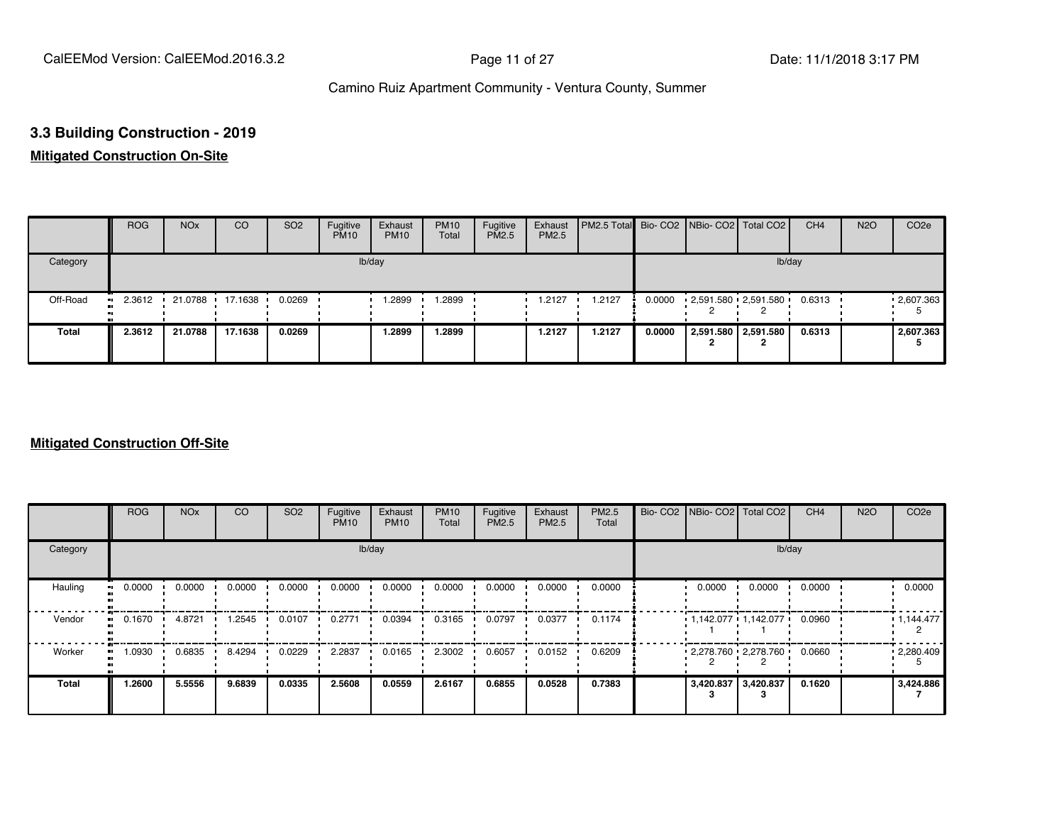## 3.3 Building Construction - 2019

**Mitigated Construction On-Site**

| | ROG | NOx | CO | SO2 | Fugitive PM10 | Exhaust PM10 | PM10 Total | Fugitive PM2.5 | Exhaust PM2.5 | PM2.5 Total | Bio- CO2 | NBio- CO2 | Total CO2 | CH4 | N2O | CO2e |
|---|---|---|---|---|---|---|---|---|---|---|---|---|---|---|---|---|
| Category | lb/day | | | | | | | | | | lb/day | | | | | |
| Off-Road | 2.3612 | 21.0788 | 17.1638 | 0.0269 | | 1.2899 | 1.2899 | | 1.2127 | 1.2127 | 0.0000 | 2,591.5802 | 2,591.5802 | 0.6313 | | 2,607.3635 |
| **Total** | **2.3612** | **21.0788** | **17.1638** | **0.0269** | | **1.2899** | **1.2899** | | **1.2127** | **1.2127** | **0.0000** | **2,591.5802** | **2,591.5802** | **0.6313** | | **2,607.3635** |

**Mitigated Construction Off-Site**

| | ROG | NOx | CO | SO2 | Fugitive PM10 | Exhaust PM10 | PM10 Total | Fugitive PM2.5 | Exhaust PM2.5 | PM2.5 Total | Bio- CO2 | NBio- CO2 | Total CO2 | CH4 | N2O | CO2e |
|---|---|---|---|---|---|---|---|---|---|---|---|---|---|---|---|---|
| Category | lb/day | | | | | | | | | | lb/day | | | | | |
| Hauling | 0.0000 | 0.0000 | 0.0000 | 0.0000 | 0.0000 | 0.0000 | 0.0000 | 0.0000 | 0.0000 | 0.0000 | | 0.0000 | 0.0000 | 0.0000 | | 0.0000 |
| Vendor | 0.1670 | 4.8721 | 1.2545 | 0.0107 | 0.2771 | 0.0394 | 0.3165 | 0.0797 | 0.0377 | 0.1174 | | 1,142.0771 | 1,142.0771 | 0.0960 | | 1,144.4772 |
| Worker | 1.0930 | 0.6835 | 8.4294 | 0.0229 | 2.2837 | 0.0165 | 2.3002 | 0.6057 | 0.0152 | 0.6209 | | 2,278.7602 | 2,278.7602 | 0.0660 | | 2,280.4095 |
| **Total** | **1.2600** | **5.5556** | **9.6839** | **0.0335** | **2.5608** | **0.0559** | **2.6167** | **0.6855** | **0.0528** | **0.7383** | | **3,420.8373** | **3,420.8373** | **0.1620** | | **3,424.8867** |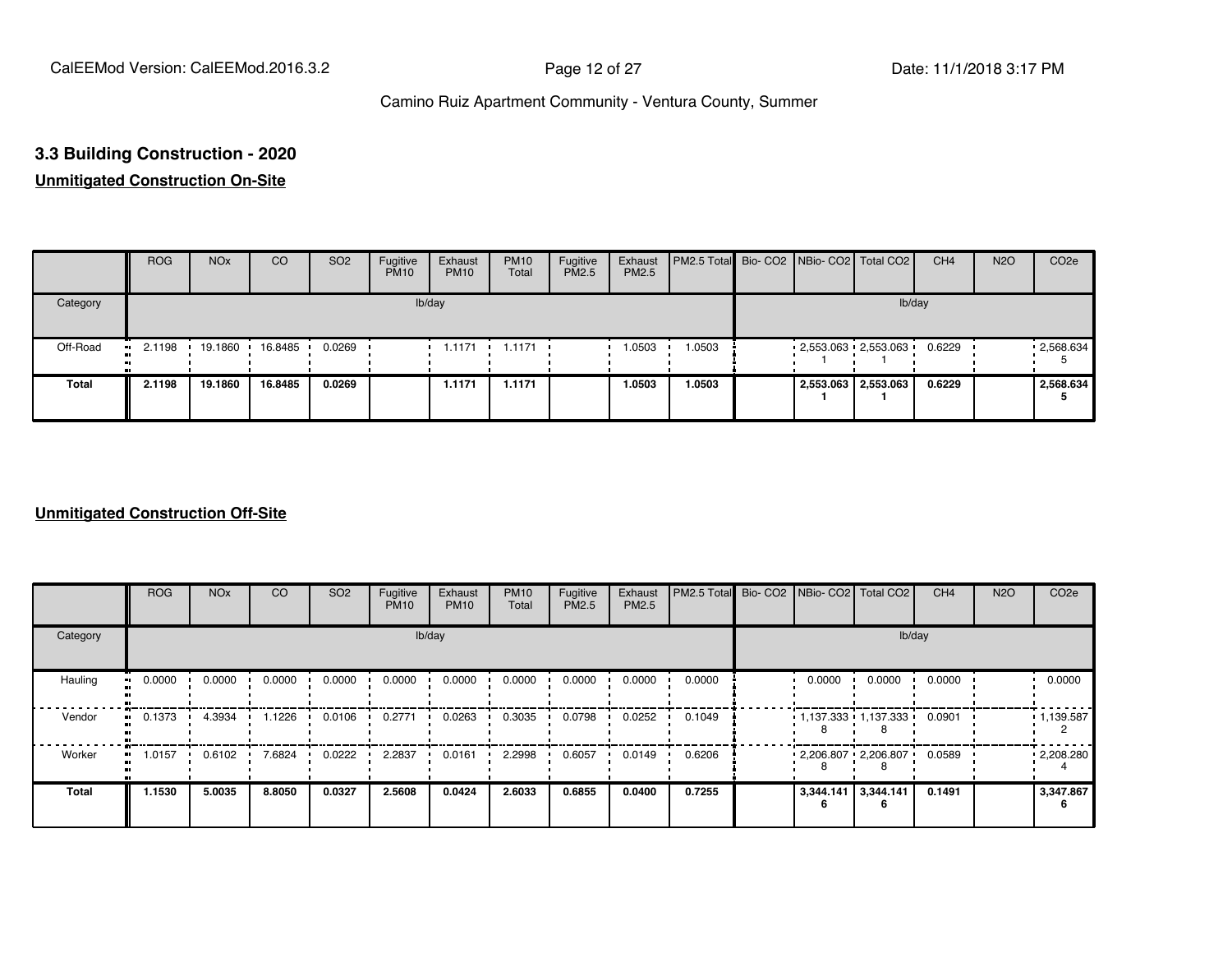## 3.3 Building Construction - 2020

**Unmitigated Construction On-Site**

| | ROG | NOx | CO | SO2 | Fugitive PM10 | Exhaust PM10 | PM10 Total | Fugitive PM2.5 | Exhaust PM2.5 | PM2.5 Total | Bio- CO2 | NBio- CO2 | Total CO2 | CH4 | N2O | CO2e |
|---|---|---|---|---|---|---|---|---|---|---|---|---|---|---|---|---|
| Category | lb/day | | | | | | | | | | lb/day | | | | | |
| Off-Road | 2.1198 | 19.1860 | 16.8485 | 0.0269 | | 1.1171 | 1.1171 | | 1.0503 | 1.0503 | | 2,553.0631 | 2,553.0631 | 0.6229 | | 2,568.6345 |
| **Total** | **2.1198** | **19.1860** | **16.8485** | **0.0269** | | **1.1171** | **1.1171** | | **1.0503** | **1.0503** | | **2,553.0631** | **2,553.0631** | **0.6229** | | **2,568.6345** |

**Unmitigated Construction Off-Site**

| | ROG | NOx | CO | SO2 | Fugitive PM10 | Exhaust PM10 | PM10 Total | Fugitive PM2.5 | Exhaust PM2.5 | PM2.5 Total | Bio- CO2 | NBio- CO2 | Total CO2 | CH4 | N2O | CO2e |
|---|---|---|---|---|---|---|---|---|---|---|---|---|---|---|---|---|
| Category | lb/day | | | | | | | | | | lb/day | | | | | |
| Hauling | 0.0000 | 0.0000 | 0.0000 | 0.0000 | 0.0000 | 0.0000 | 0.0000 | 0.0000 | 0.0000 | 0.0000 | | 0.0000 | 0.0000 | 0.0000 | | 0.0000 |
| Vendor | 0.1373 | 4.3934 | 1.1226 | 0.0106 | 0.2771 | 0.0263 | 0.3035 | 0.0798 | 0.0252 | 0.1049 | | 1,137.3338 | 1,137.3338 | 0.0901 | | 1,139.5872 |
| Worker | 1.0157 | 0.6102 | 7.6824 | 0.0222 | 2.2837 | 0.0161 | 2.2998 | 0.6057 | 0.0149 | 0.6206 | | 2,206.8078 | 2,206.8078 | 0.0589 | | 2,208.2804 |
| **Total** | **1.1530** | **5.0035** | **8.8050** | **0.0327** | **2.5608** | **0.0424** | **2.6033** | **0.6855** | **0.0400** | **0.7255** | | **3,344.1416** | **3,344.1416** | **0.1491** | | **3,347.8676** |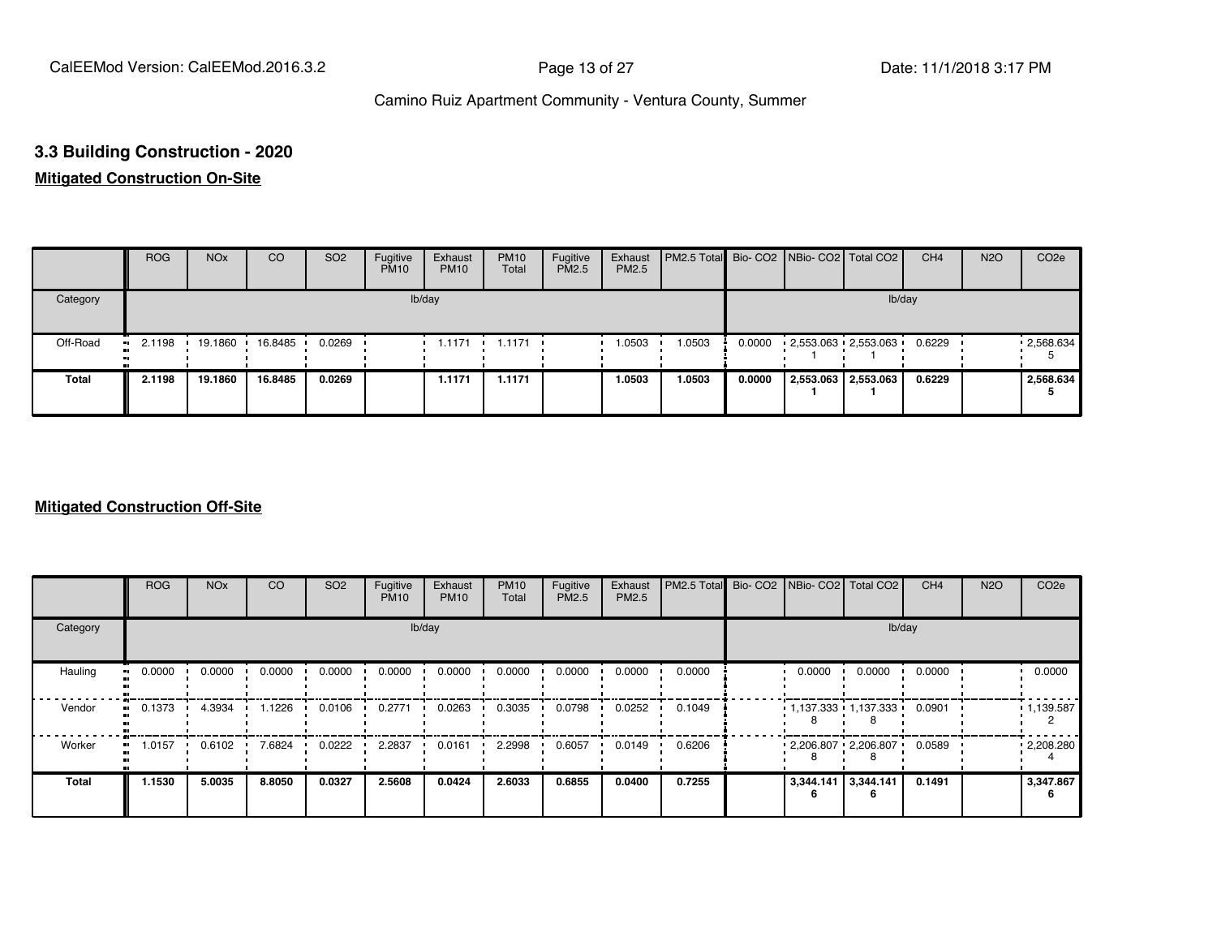## 3.3 Building Construction - 2020

**Mitigated Construction On-Site**

| | ROG | NOx | CO | SO2 | Fugitive PM10 | Exhaust PM10 | PM10 Total | Fugitive PM2.5 | Exhaust PM2.5 | PM2.5 Total | Bio- CO2 | NBio- CO2 | Total CO2 | CH4 | N2O | CO2e |
|---|---|---|---|---|---|---|---|---|---|---|---|---|---|---|---|---|
| Category | lb/day | | | | | | | | | | lb/day | | | | | |
| Off-Road | 2.1198 | 19.1860 | 16.8485 | 0.0269 | | 1.1171 | 1.1171 | | 1.0503 | 1.0503 | 0.0000 | 2,553.063 1 | 2,553.063 1 | 0.6229 | | 2,568.634 5 |
| **Total** | **2.1198** | **19.1860** | **16.8485** | **0.0269** | | **1.1171** | **1.1171** | | **1.0503** | **1.0503** | **0.0000** | **2,553.063 1** | **2,553.063 1** | **0.6229** | | **2,568.634 5** |

**Mitigated Construction Off-Site**

| | ROG | NOx | CO | SO2 | Fugitive PM10 | Exhaust PM10 | PM10 Total | Fugitive PM2.5 | Exhaust PM2.5 | PM2.5 Total | Bio- CO2 | NBio- CO2 | Total CO2 | CH4 | N2O | CO2e |
|---|---|---|---|---|---|---|---|---|---|---|---|---|---|---|---|---|
| Category | lb/day | | | | | | | | | | lb/day | | | | | |
| Hauling | 0.0000 | 0.0000 | 0.0000 | 0.0000 | 0.0000 | 0.0000 | 0.0000 | 0.0000 | 0.0000 | 0.0000 | | 0.0000 | 0.0000 | 0.0000 | | 0.0000 |
| Vendor | 0.1373 | 4.3934 | 1.1226 | 0.0106 | 0.2771 | 0.0263 | 0.3035 | 0.0798 | 0.0252 | 0.1049 | | 1,137.333 8 | 1,137.333 8 | 0.0901 | | 1,139.587 2 |
| Worker | 1.0157 | 0.6102 | 7.6824 | 0.0222 | 2.2837 | 0.0161 | 2.2998 | 0.6057 | 0.0149 | 0.6206 | | 2,206.807 8 | 2,206.807 8 | 0.0589 | | 2,208.280 4 |
| **Total** | **1.1530** | **5.0035** | **8.8050** | **0.0327** | **2.5608** | **0.0424** | **2.6033** | **0.6855** | **0.0400** | **0.7255** | | **3,344.141 6** | **3,344.141 6** | **0.1491** | | **3,347.867 6** |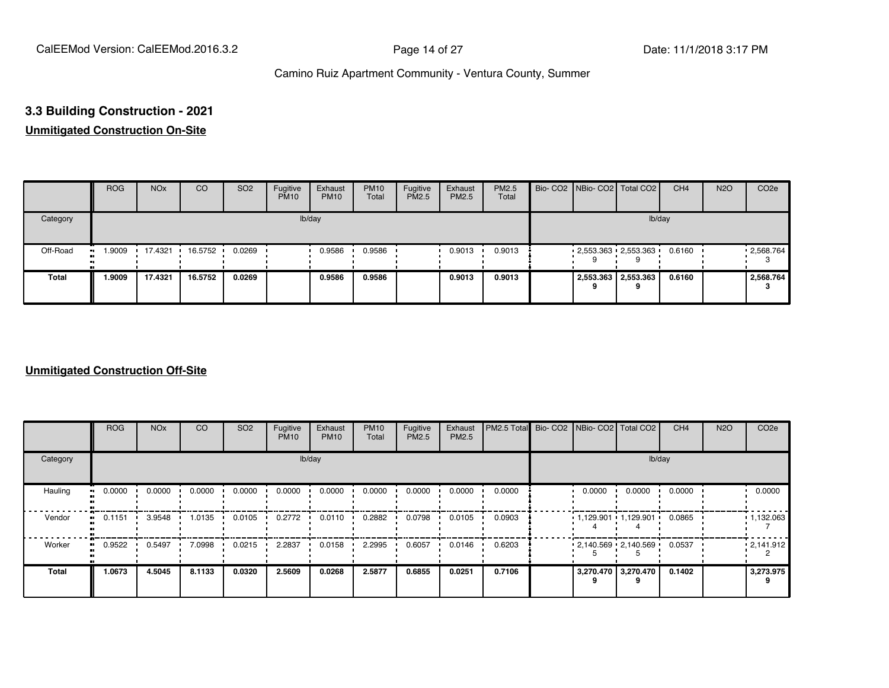## 3.3 Building Construction - 2021

### Unmitigated Construction On-Site

| | ROG | NOx | CO | SO2 | Fugitive PM10 | Exhaust PM10 | PM10 Total | Fugitive PM2.5 | Exhaust PM2.5 | PM2.5 Total | Bio- CO2 | NBio- CO2 | Total CO2 | CH4 | N2O | CO2e |
|---|---|---|---|---|---|---|---|---|---|---|---|---|---|---|---|---|
| Category | | | | | | lb/day | | | | | | | | lb/day | | |
| Off-Road | 1.9009 | 17.4321 | 16.5752 | 0.0269 | | 0.9586 | 0.9586 | | 0.9013 | 0.9013 | | 2,553.3639 | 2,553.3639 | 0.6160 | | 2,568.7643 |
| **Total** | **1.9009** | **17.4321** | **16.5752** | **0.0269** | | **0.9586** | **0.9586** | | **0.9013** | **0.9013** | | **2,553.3639** | **2,553.3639** | **0.6160** | | **2,568.7643** |

### Unmitigated Construction Off-Site

| | ROG | NOx | CO | SO2 | Fugitive PM10 | Exhaust PM10 | PM10 Total | Fugitive PM2.5 | Exhaust PM2.5 | PM2.5 Total | Bio- CO2 | NBio- CO2 | Total CO2 | CH4 | N2O | CO2e |
|---|---|---|---|---|---|---|---|---|---|---|---|---|---|---|---|---|
| Category | | | | | | lb/day | | | | | | | | lb/day | | |
| Hauling | 0.0000 | 0.0000 | 0.0000 | 0.0000 | 0.0000 | 0.0000 | 0.0000 | 0.0000 | 0.0000 | 0.0000 | | 0.0000 | 0.0000 | 0.0000 | | 0.0000 |
| Vendor | 0.1151 | 3.9548 | 1.0135 | 0.0105 | 0.2772 | 0.0110 | 0.2882 | 0.0798 | 0.0105 | 0.0903 | | 1,129.9014 | 1,129.9014 | 0.0865 | | 1,132.0637 |
| Worker | 0.9522 | 0.5497 | 7.0998 | 0.0215 | 2.2837 | 0.0158 | 2.2995 | 0.6057 | 0.0146 | 0.6203 | | 2,140.5695 | 2,140.5695 | 0.0537 | | 2,141.9122 |
| **Total** | **1.0673** | **4.5045** | **8.1133** | **0.0320** | **2.5609** | **0.0268** | **2.5877** | **0.6855** | **0.0251** | **0.7106** | | **3,270.4709** | **3,270.4709** | **0.1402** | | **3,273.9759** |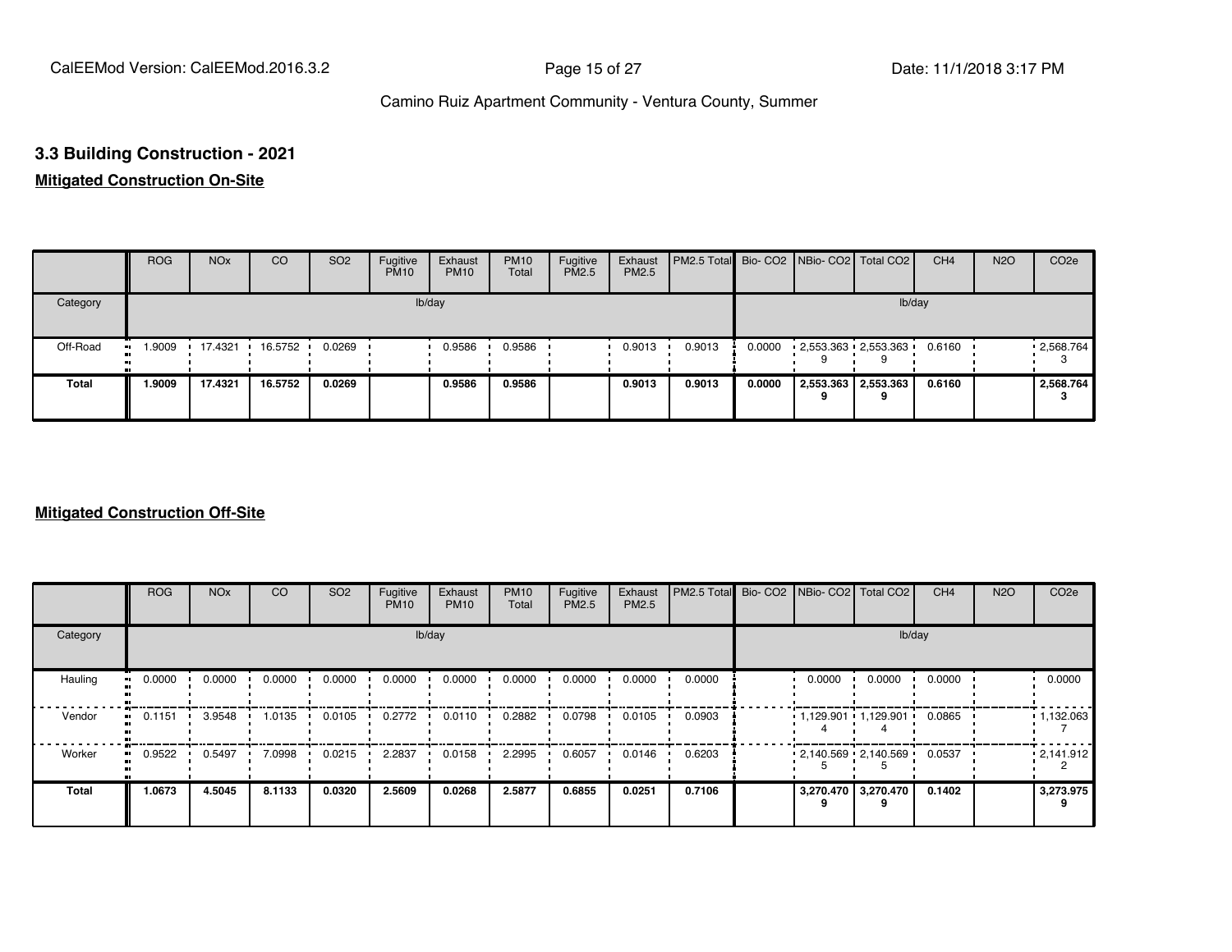## 3.3 Building Construction - 2021

**Mitigated Construction On-Site**

| | ROG | NOx | CO | SO2 | Fugitive PM10 | Exhaust PM10 | PM10 Total | Fugitive PM2.5 | Exhaust PM2.5 | PM2.5 Total | Bio- CO2 | NBio- CO2 | Total CO2 | CH4 | N2O | CO2e |
|---|---|---|---|---|---|---|---|---|---|---|---|---|---|---|---|---|
| Category | lb/day | | | | | | | | | | lb/day | | | | | |
| Off-Road | 1.9009 | 17.4321 | 16.5752 | 0.0269 | | 0.9586 | 0.9586 | | 0.9013 | 0.9013 | 0.0000 | 2,553.363 9 | 2,553.363 9 | 0.6160 | | 2,568.764 3 |
| **Total** | **1.9009** | **17.4321** | **16.5752** | **0.0269** | | **0.9586** | **0.9586** | | **0.9013** | **0.9013** | **0.0000** | **2,553.363 9** | **2,553.363 9** | **0.6160** | | **2,568.764 3** |

**Mitigated Construction Off-Site**

| | ROG | NOx | CO | SO2 | Fugitive PM10 | Exhaust PM10 | PM10 Total | Fugitive PM2.5 | Exhaust PM2.5 | PM2.5 Total | Bio- CO2 | NBio- CO2 | Total CO2 | CH4 | N2O | CO2e |
|---|---|---|---|---|---|---|---|---|---|---|---|---|---|---|---|---|
| Category | lb/day | | | | | | | | | | lb/day | | | | | |
| Hauling | 0.0000 | 0.0000 | 0.0000 | 0.0000 | 0.0000 | 0.0000 | 0.0000 | 0.0000 | 0.0000 | 0.0000 | | 0.0000 | 0.0000 | 0.0000 | | 0.0000 |
| Vendor | 0.1151 | 3.9548 | 1.0135 | 0.0105 | 0.2772 | 0.0110 | 0.2882 | 0.0798 | 0.0105 | 0.0903 | | 1,129.901 4 | 1,129.901 4 | 0.0865 | | 1,132.063 7 |
| Worker | 0.9522 | 0.5497 | 7.0998 | 0.0215 | 2.2837 | 0.0158 | 2.2995 | 0.6057 | 0.0146 | 0.6203 | | 2,140.569 5 | 2,140.569 5 | 0.0537 | | 2,141.912 2 |
| **Total** | **1.0673** | **4.5045** | **8.1133** | **0.0320** | **2.5609** | **0.0268** | **2.5877** | **0.6855** | **0.0251** | **0.7106** | | **3,270.470 9** | **3,270.470 9** | **0.1402** | | **3,273.975 9** |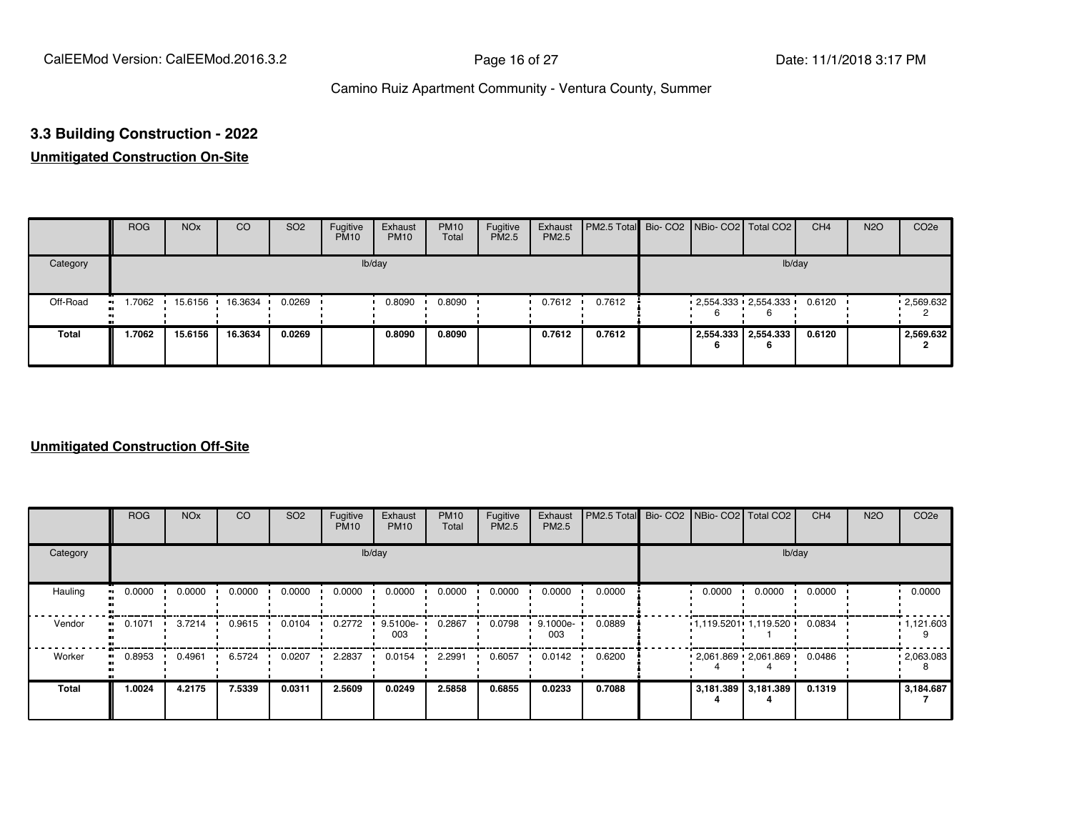## 3.3 Building Construction - 2022

**Unmitigated Construction On-Site**

| | ROG | NOx | CO | SO2 | Fugitive PM10 | Exhaust PM10 | PM10 Total | Fugitive PM2.5 | Exhaust PM2.5 | PM2.5 Total | Bio- CO2 | NBio- CO2 | Total CO2 | CH4 | N2O | CO2e |
|---|---|---|---|---|---|---|---|---|---|---|---|---|---|---|---|---|
| Category | lb/day | | | | | | | | | | lb/day | | | | | |
| Off-Road | 1.7062 | 15.6156 | 16.3634 | 0.0269 | | 0.8090 | 0.8090 | | 0.7612 | 0.7612 | | 2,554.3336 | 2,554.3336 | 0.6120 | | 2,569.6322 |
| **Total** | **1.7062** | **15.6156** | **16.3634** | **0.0269** | | **0.8090** | **0.8090** | | **0.7612** | **0.7612** | | **2,554.3336** | **2,554.3336** | **0.6120** | | **2,569.6322** |

**Unmitigated Construction Off-Site**

| | ROG | NOx | CO | SO2 | Fugitive PM10 | Exhaust PM10 | PM10 Total | Fugitive PM2.5 | Exhaust PM2.5 | PM2.5 Total | Bio- CO2 | NBio- CO2 | Total CO2 | CH4 | N2O | CO2e |
|---|---|---|---|---|---|---|---|---|---|---|---|---|---|---|---|---|
| Category | lb/day | | | | | | | | | | lb/day | | | | | |
| Hauling | 0.0000 | 0.0000 | 0.0000 | 0.0000 | 0.0000 | 0.0000 | 0.0000 | 0.0000 | 0.0000 | 0.0000 | | 0.0000 | 0.0000 | 0.0000 | | 0.0000 |
| Vendor | 0.1071 | 3.7214 | 0.9615 | 0.0104 | 0.2772 | 9.5100e-003 | 0.2867 | 0.0798 | 9.1000e-003 | 0.0889 | | 1,119.5201 | 1,119.5201 | 0.0834 | | 1,121.6039 |
| Worker | 0.8953 | 0.4961 | 6.5724 | 0.0207 | 2.2837 | 0.0154 | 2.2991 | 0.6057 | 0.0142 | 0.6200 | | 2,061.8694 | 2,061.8694 | 0.0486 | | 2,063.0838 |
| **Total** | **1.0024** | **4.2175** | **7.5339** | **0.0311** | **2.5609** | **0.0249** | **2.5858** | **0.6855** | **0.0233** | **0.7088** | | **3,181.3894** | **3,181.3894** | **0.1319** | | **3,184.6877** |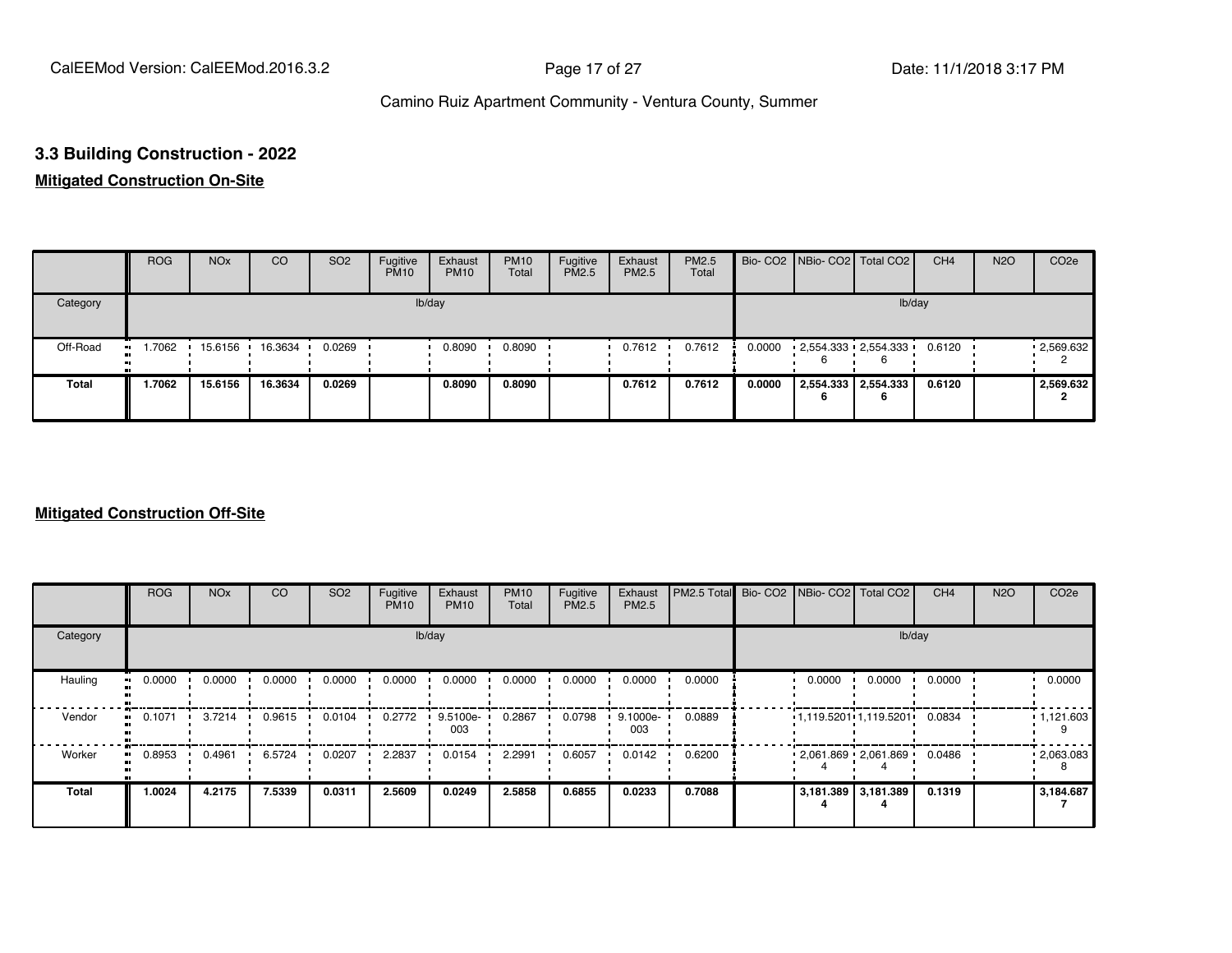## 3.3 Building Construction - 2022

**Mitigated Construction On-Site**

| | ROG | NOx | CO | SO2 | Fugitive PM10 | Exhaust PM10 | PM10 Total | Fugitive PM2.5 | Exhaust PM2.5 | PM2.5 Total | Bio- CO2 | NBio- CO2 | Total CO2 | CH4 | N2O | CO2e |
|---|---|---|---|---|---|---|---|---|---|---|---|---|---|---|---|---|
| Category | lb/day | | | | | | | | | | lb/day | | | | | |
| Off-Road | 1.7062 | 15.6156 | 16.3634 | 0.0269 | | 0.8090 | 0.8090 | | 0.7612 | 0.7612 | 0.0000 | 2,554.3336 | 2,554.3336 | 0.6120 | | 2,569.6322 |
| **Total** | **1.7062** | **15.6156** | **16.3634** | **0.0269** | | **0.8090** | **0.8090** | | **0.7612** | **0.7612** | **0.0000** | **2,554.3336** | **2,554.3336** | **0.6120** | | **2,569.6322** |

**Mitigated Construction Off-Site**

| | ROG | NOx | CO | SO2 | Fugitive PM10 | Exhaust PM10 | PM10 Total | Fugitive PM2.5 | Exhaust PM2.5 | PM2.5 Total | Bio- CO2 | NBio- CO2 | Total CO2 | CH4 | N2O | CO2e |
|---|---|---|---|---|---|---|---|---|---|---|---|---|---|---|---|---|
| Category | lb/day | | | | | | | | | | lb/day | | | | | |
| Hauling | 0.0000 | 0.0000 | 0.0000 | 0.0000 | 0.0000 | 0.0000 | 0.0000 | 0.0000 | 0.0000 | 0.0000 | | 0.0000 | 0.0000 | 0.0000 | | 0.0000 |
| Vendor | 0.1071 | 3.7214 | 0.9615 | 0.0104 | 0.2772 | 9.5100e-003 | 0.2867 | 0.0798 | 9.1000e-003 | 0.0889 | | 1,119.5201 | 1,119.5201 | 0.0834 | | 1,121.6039 |
| Worker | 0.8953 | 0.4961 | 6.5724 | 0.0207 | 2.2837 | 0.0154 | 2.2991 | 0.6057 | 0.0142 | 0.6200 | | 2,061.8694 | 2,061.8694 | 0.0486 | | 2,063.0838 |
| **Total** | **1.0024** | **4.2175** | **7.5339** | **0.0311** | **2.5609** | **0.0249** | **2.5858** | **0.6855** | **0.0233** | **0.7088** | | **3,181.3894** | **3,181.3894** | **0.1319** | | **3,184.6877** |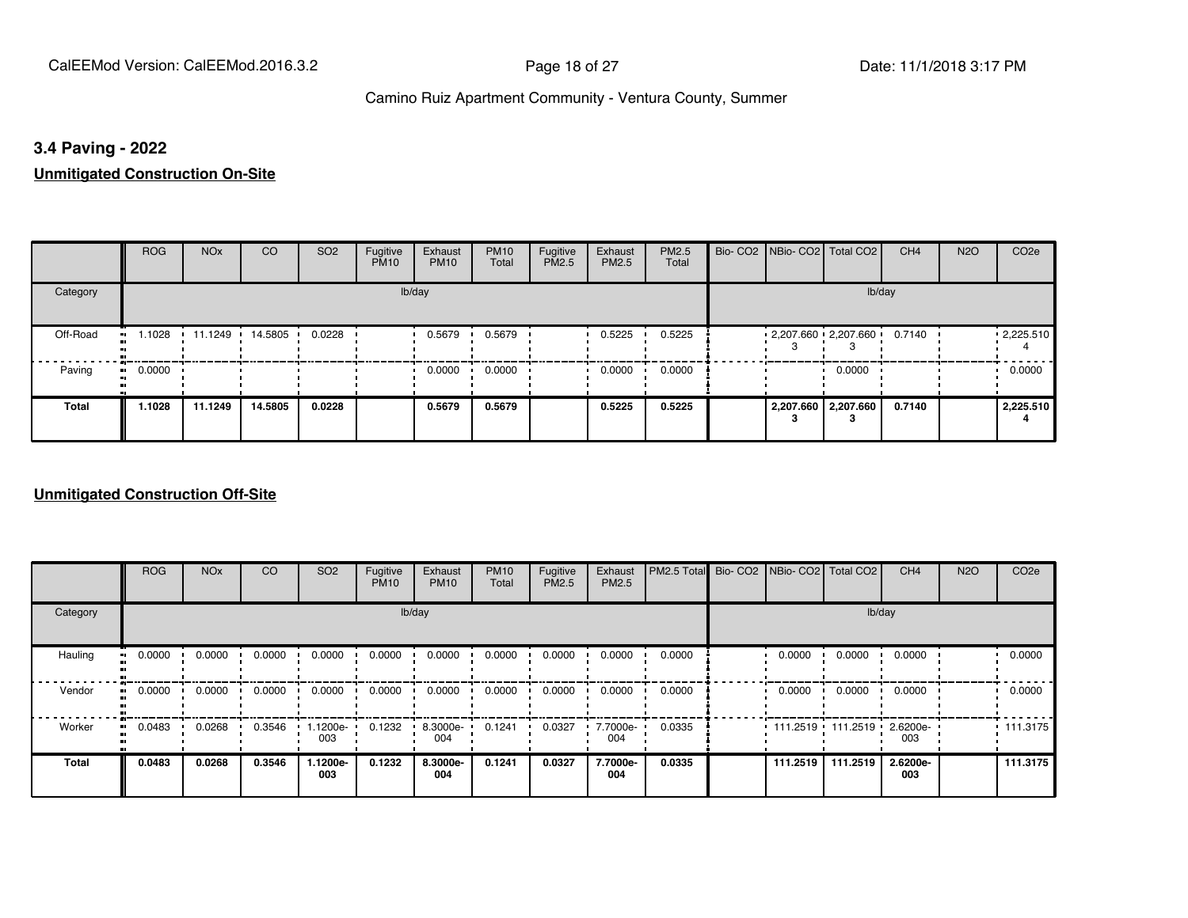## 3.4 Paving - 2022

**Unmitigated Construction On-Site**

| | ROG | NOx | CO | SO2 | Fugitive PM10 | Exhaust PM10 | PM10 Total | Fugitive PM2.5 | Exhaust PM2.5 | PM2.5 Total | Bio- CO2 | NBio- CO2 | Total CO2 | CH4 | N2O | CO2e |
|---|---|---|---|---|---|---|---|---|---|---|---|---|---|---|---|---|
| Category | lb/day | | | | | | | | | | lb/day | | | | | |
| Off-Road | 1.1028 | 11.1249 | 14.5805 | 0.0228 | | 0.5679 | 0.5679 | | 0.5225 | 0.5225 | | 2,207.660 3 | 2,207.660 3 | 0.7140 | | 2,225.510 4 |
| Paving | 0.0000 | | | | | 0.0000 | 0.0000 | | 0.0000 | 0.0000 | | | 0.0000 | | | 0.0000 |
| **Total** | **1.1028** | **11.1249** | **14.5805** | **0.0228** | | **0.5679** | **0.5679** | | **0.5225** | **0.5225** | | **2,207.660 3** | **2,207.660 3** | **0.7140** | | **2,225.510 4** |

**Unmitigated Construction Off-Site**

| | ROG | NOx | CO | SO2 | Fugitive PM10 | Exhaust PM10 | PM10 Total | Fugitive PM2.5 | Exhaust PM2.5 | PM2.5 Total | Bio- CO2 | NBio- CO2 | Total CO2 | CH4 | N2O | CO2e |
|---|---|---|---|---|---|---|---|---|---|---|---|---|---|---|---|---|
| Category | lb/day | | | | | | | | | | lb/day | | | | | |
| Hauling | 0.0000 | 0.0000 | 0.0000 | 0.0000 | 0.0000 | 0.0000 | 0.0000 | 0.0000 | 0.0000 | 0.0000 | | 0.0000 | 0.0000 | 0.0000 | | 0.0000 |
| Vendor | 0.0000 | 0.0000 | 0.0000 | 0.0000 | 0.0000 | 0.0000 | 0.0000 | 0.0000 | 0.0000 | 0.0000 | | 0.0000 | 0.0000 | 0.0000 | | 0.0000 |
| Worker | 0.0483 | 0.0268 | 0.3546 | 1.1200e-003 | 0.1232 | 8.3000e-004 | 0.1241 | 0.0327 | 7.7000e-004 | 0.0335 | | 111.2519 | 111.2519 | 2.6200e-003 | | 111.3175 |
| **Total** | **0.0483** | **0.0268** | **0.3546** | **1.1200e-003** | **0.1232** | **8.3000e-004** | **0.1241** | **0.0327** | **7.7000e-004** | **0.0335** | | **111.2519** | **111.2519** | **2.6200e-003** | | **111.3175** |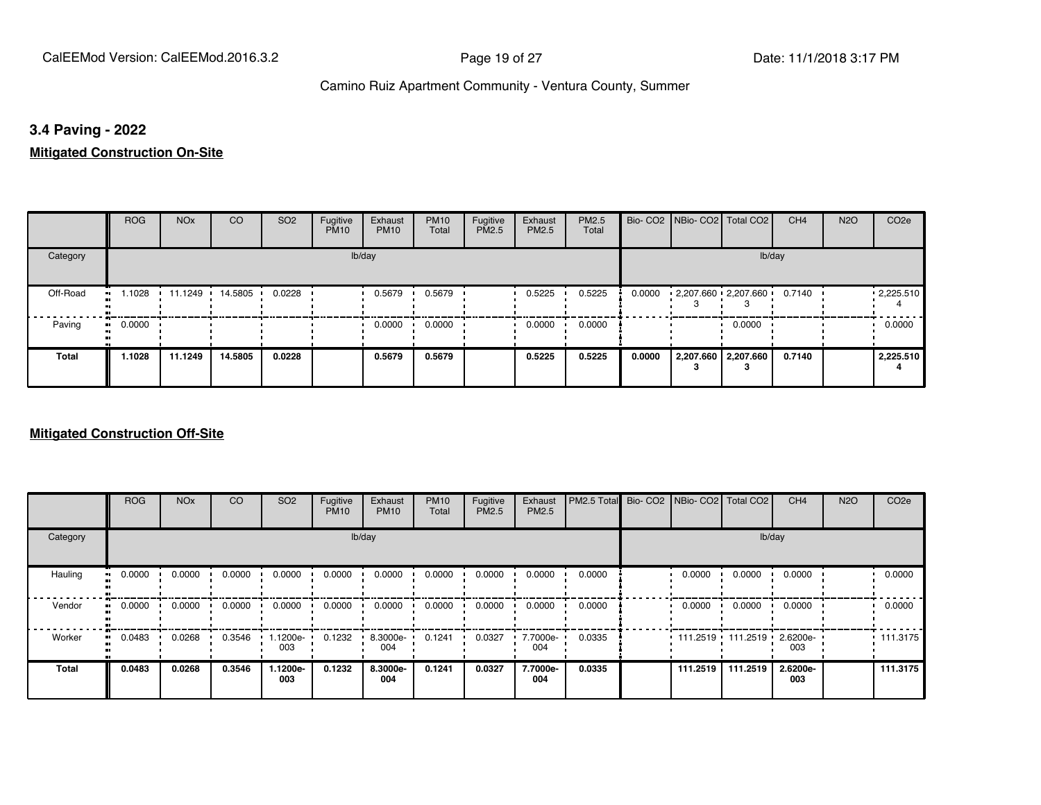## 3.4 Paving - 2022

### Mitigated Construction On-Site

| | ROG | NOx | CO | SO2 | Fugitive PM10 | Exhaust PM10 | PM10 Total | Fugitive PM2.5 | Exhaust PM2.5 | PM2.5 Total | Bio- CO2 | NBio- CO2 | Total CO2 | CH4 | N2O | CO2e |
|---|---|---|---|---|---|---|---|---|---|---|---|---|---|---|---|---|
| Category | lb/day | | | | | | | | | | lb/day | | | | | |
| Off-Road | 1.1028 | 11.1249 | 14.5805 | 0.0228 | | 0.5679 | 0.5679 | | 0.5225 | 0.5225 | 0.0000 | 2,207.6603 | 2,207.6603 | 0.7140 | | 2,225.5104 |
| Paving | 0.0000 | | | | | 0.0000 | 0.0000 | | 0.0000 | 0.0000 | | | 0.0000 | | | 0.0000 |
| **Total** | **1.1028** | **11.1249** | **14.5805** | **0.0228** | | **0.5679** | **0.5679** | | **0.5225** | **0.5225** | **0.0000** | **2,207.6603** | **2,207.6603** | **0.7140** | | **2,225.5104** |

### Mitigated Construction Off-Site

| | ROG | NOx | CO | SO2 | Fugitive PM10 | Exhaust PM10 | PM10 Total | Fugitive PM2.5 | Exhaust PM2.5 | PM2.5 Total | Bio- CO2 | NBio- CO2 | Total CO2 | CH4 | N2O | CO2e |
|---|---|---|---|---|---|---|---|---|---|---|---|---|---|---|---|---|
| Category | lb/day | | | | | | | | | | lb/day | | | | | |
| Hauling | 0.0000 | 0.0000 | 0.0000 | 0.0000 | 0.0000 | 0.0000 | 0.0000 | 0.0000 | 0.0000 | 0.0000 | | 0.0000 | 0.0000 | 0.0000 | | 0.0000 |
| Vendor | 0.0000 | 0.0000 | 0.0000 | 0.0000 | 0.0000 | 0.0000 | 0.0000 | 0.0000 | 0.0000 | 0.0000 | | 0.0000 | 0.0000 | 0.0000 | | 0.0000 |
| Worker | 0.0483 | 0.0268 | 0.3546 | 1.1200e-003 | 0.1232 | 8.3000e-004 | 0.1241 | 0.0327 | 7.7000e-004 | 0.0335 | | 111.2519 | 111.2519 | 2.6200e-003 | | 111.3175 |
| **Total** | **0.0483** | **0.0268** | **0.3546** | **1.1200e-003** | **0.1232** | **8.3000e-004** | **0.1241** | **0.0327** | **7.7000e-004** | **0.0335** | | **111.2519** | **111.2519** | **2.6200e-003** | | **111.3175** |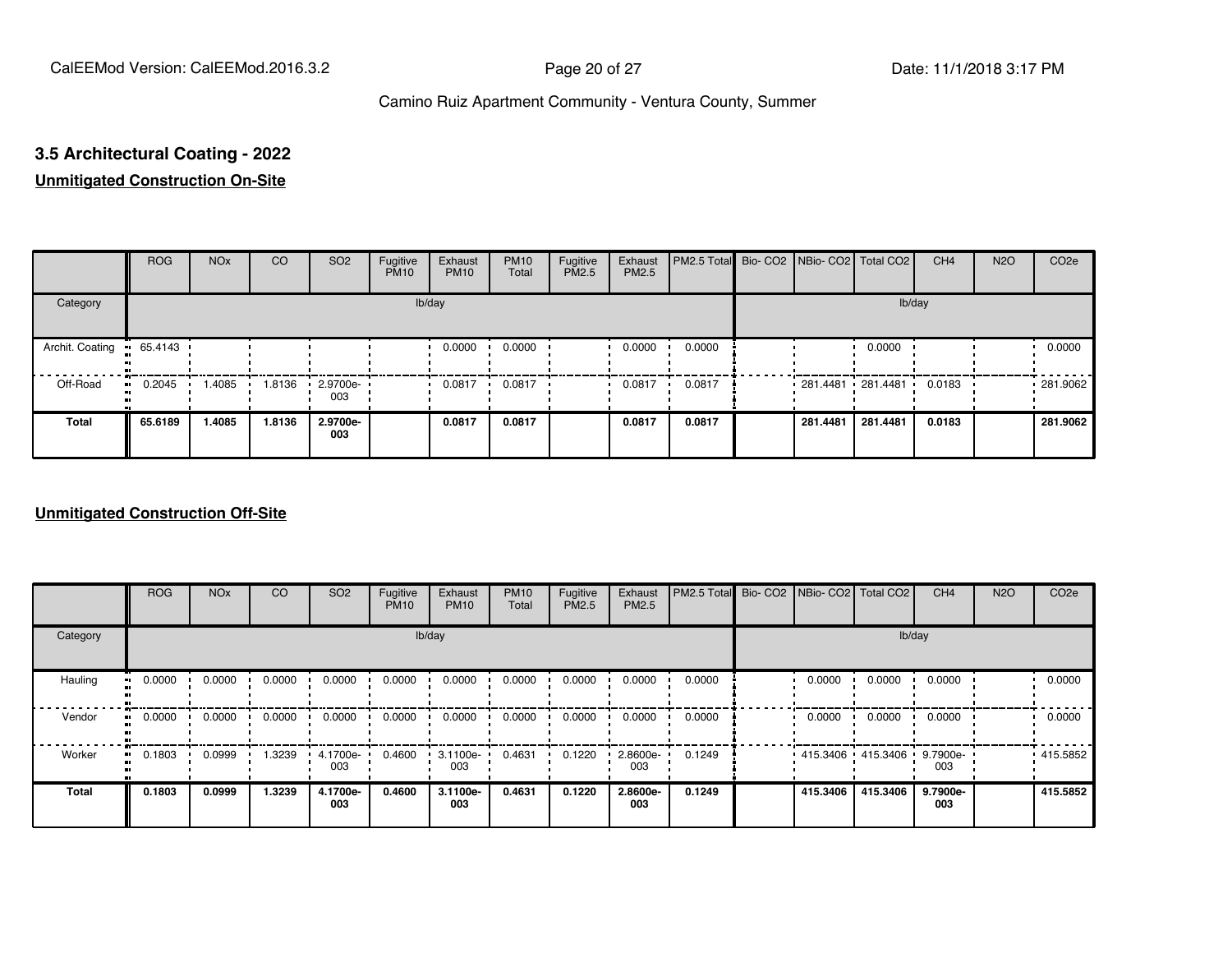## 3.5 Architectural Coating - 2022

**Unmitigated Construction On-Site**

| | ROG | NOx | CO | SO2 | Fugitive PM10 | Exhaust PM10 | PM10 Total | Fugitive PM2.5 | Exhaust PM2.5 | PM2.5 Total | Bio- CO2 | NBio- CO2 | Total CO2 | CH4 | N2O | CO2e |
|---|---|---|---|---|---|---|---|---|---|---|---|---|---|---|---|---|
| Category | lb/day | | | | | | | | | | lb/day | | | | | |
| Archit. Coating | 65.4143 | | | | | 0.0000 | 0.0000 | | 0.0000 | 0.0000 | | | 0.0000 | | | 0.0000 |
| Off-Road | 0.2045 | 1.4085 | 1.8136 | 2.9700e-003 | | 0.0817 | 0.0817 | | 0.0817 | 0.0817 | | 281.4481 | 281.4481 | 0.0183 | | 281.9062 |
| **Total** | **65.6189** | **1.4085** | **1.8136** | **2.9700e-003** | | **0.0817** | **0.0817** | | **0.0817** | **0.0817** | | **281.4481** | **281.4481** | **0.0183** | | **281.9062** |

**Unmitigated Construction Off-Site**

| | ROG | NOx | CO | SO2 | Fugitive PM10 | Exhaust PM10 | PM10 Total | Fugitive PM2.5 | Exhaust PM2.5 | PM2.5 Total | Bio- CO2 | NBio- CO2 | Total CO2 | CH4 | N2O | CO2e |
|---|---|---|---|---|---|---|---|---|---|---|---|---|---|---|---|---|
| Category | lb/day | | | | | | | | | | lb/day | | | | | |
| Hauling | 0.0000 | 0.0000 | 0.0000 | 0.0000 | 0.0000 | 0.0000 | 0.0000 | 0.0000 | 0.0000 | 0.0000 | | 0.0000 | 0.0000 | 0.0000 | | 0.0000 |
| Vendor | 0.0000 | 0.0000 | 0.0000 | 0.0000 | 0.0000 | 0.0000 | 0.0000 | 0.0000 | 0.0000 | 0.0000 | | 0.0000 | 0.0000 | 0.0000 | | 0.0000 |
| Worker | 0.1803 | 0.0999 | 1.3239 | 4.1700e-003 | 0.4600 | 3.1100e-003 | 0.4631 | 0.1220 | 2.8600e-003 | 0.1249 | | 415.3406 | 415.3406 | 9.7900e-003 | | 415.5852 |
| **Total** | **0.1803** | **0.0999** | **1.3239** | **4.1700e-003** | **0.4600** | **3.1100e-003** | **0.4631** | **0.1220** | **2.8600e-003** | **0.1249** | | **415.3406** | **415.3406** | **9.7900e-003** | | **415.5852** |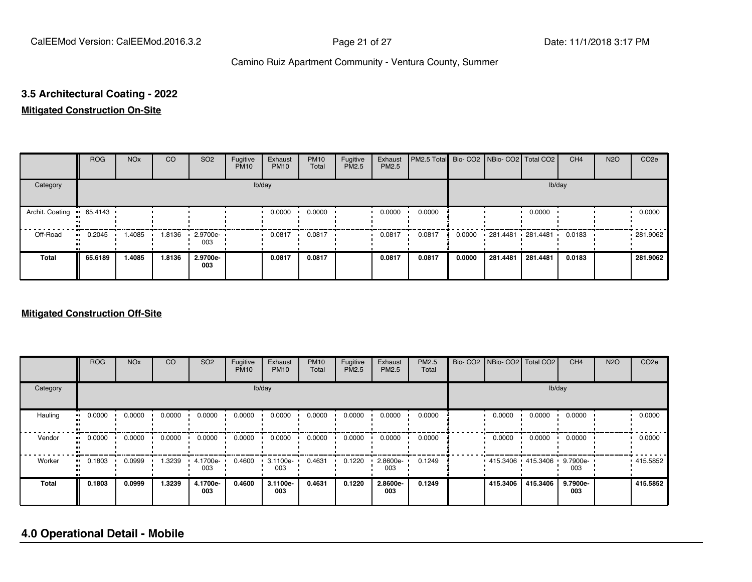## 3.5 Architectural Coating - 2022

**Mitigated Construction On-Site**

| | ROG | NOx | CO | SO2 | Fugitive PM10 | Exhaust PM10 | PM10 Total | Fugitive PM2.5 | Exhaust PM2.5 | PM2.5 Total | Bio- CO2 | NBio- CO2 | Total CO2 | CH4 | N2O | CO2e |
|---|---|---|---|---|---|---|---|---|---|---|---|---|---|---|---|---|
| Category | lb/day | | | | | | | | | | lb/day | | | | | |
| Archit. Coating | 65.4143 | | | | | 0.0000 | 0.0000 | | 0.0000 | 0.0000 | | | 0.0000 | | | 0.0000 |
| Off-Road | 0.2045 | 1.4085 | 1.8136 | 2.9700e-003 | | 0.0817 | 0.0817 | | 0.0817 | 0.0817 | 0.0000 | 281.4481 | 281.4481 | 0.0183 | | 281.9062 |
| **Total** | **65.6189** | **1.4085** | **1.8136** | **2.9700e-003** | | **0.0817** | **0.0817** | | **0.0817** | **0.0817** | **0.0000** | **281.4481** | **281.4481** | **0.0183** | | **281.9062** |

**Mitigated Construction Off-Site**

| | ROG | NOx | CO | SO2 | Fugitive PM10 | Exhaust PM10 | PM10 Total | Fugitive PM2.5 | Exhaust PM2.5 | PM2.5 Total | Bio- CO2 | NBio- CO2 | Total CO2 | CH4 | N2O | CO2e |
|---|---|---|---|---|---|---|---|---|---|---|---|---|---|---|---|---|
| Category | lb/day | | | | | | | | | | lb/day | | | | | |
| Hauling | 0.0000 | 0.0000 | 0.0000 | 0.0000 | 0.0000 | 0.0000 | 0.0000 | 0.0000 | 0.0000 | 0.0000 | | 0.0000 | 0.0000 | 0.0000 | | 0.0000 |
| Vendor | 0.0000 | 0.0000 | 0.0000 | 0.0000 | 0.0000 | 0.0000 | 0.0000 | 0.0000 | 0.0000 | 0.0000 | | 0.0000 | 0.0000 | 0.0000 | | 0.0000 |
| Worker | 0.1803 | 0.0999 | 1.3239 | 4.1700e-003 | 0.4600 | 3.1100e-003 | 0.4631 | 0.1220 | 2.8600e-003 | 0.1249 | | 415.3406 | 415.3406 | 9.7900e-003 | | 415.5852 |
| **Total** | **0.1803** | **0.0999** | **1.3239** | **4.1700e-003** | **0.4600** | **3.1100e-003** | **0.4631** | **0.1220** | **2.8600e-003** | **0.1249** | | **415.3406** | **415.3406** | **9.7900e-003** | | **415.5852** |

# 4.0 Operational Detail - Mobile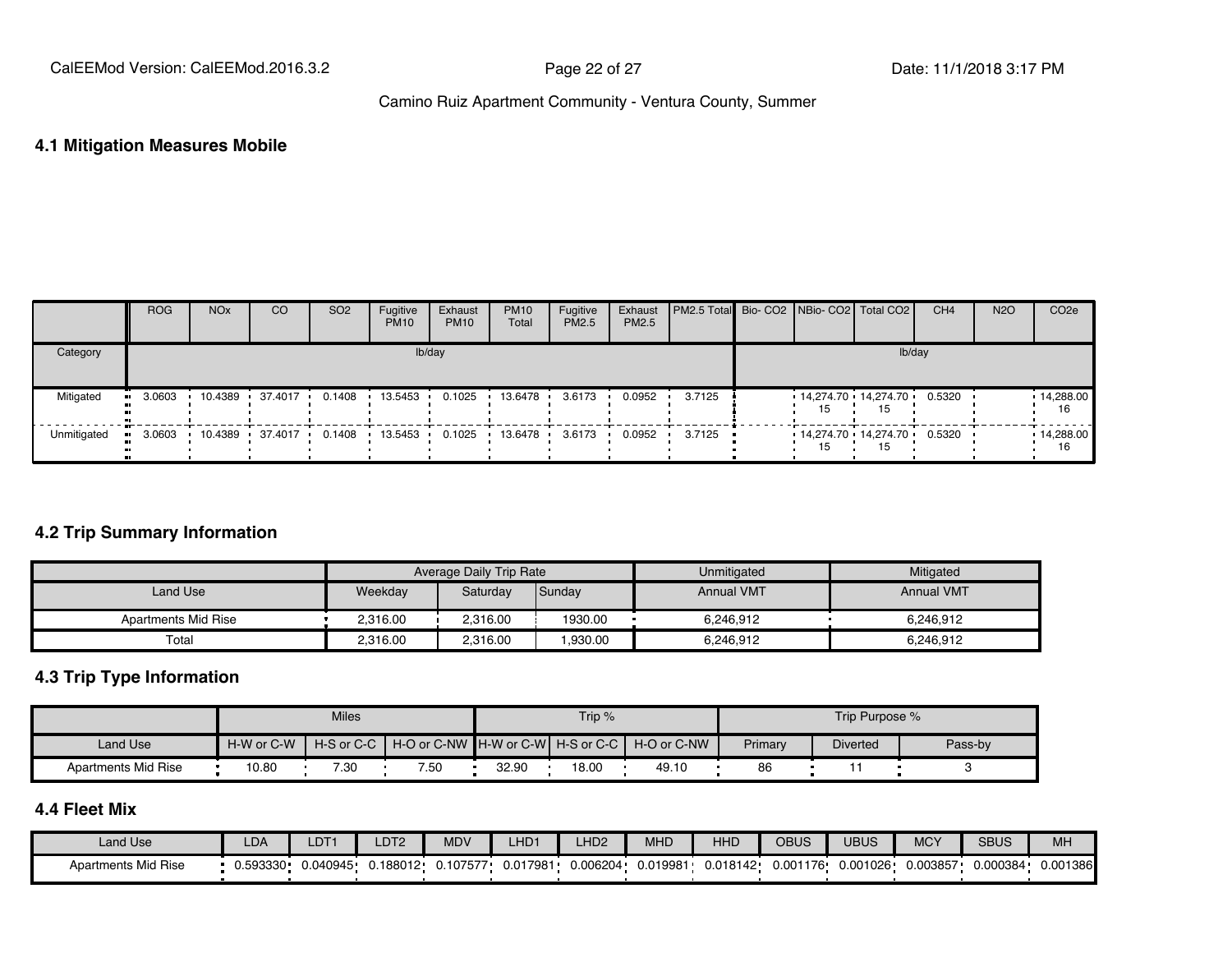## 4.1 Mitigation Measures Mobile

| | ROG | NOx | CO | SO2 | Fugitive PM10 | Exhaust PM10 | PM10 Total | Fugitive PM2.5 | Exhaust PM2.5 | PM2.5 Total | Bio- CO2 | NBio- CO2 | Total CO2 | CH4 | N2O | CO2e |
|---|---|---|---|---|---|---|---|---|---|---|---|---|---|---|---|---|
| Category | lb/day | | | | | | | | | | lb/day | | | | | |
| Mitigated | 3.0603 | 10.4389 | 37.4017 | 0.1408 | 13.5453 | 0.1025 | 13.6478 | 3.6173 | 0.0952 | 3.7125 | | 14,274.70 15 | 14,274.70 15 | 0.5320 | | 14,288.00 16 |
| Unmitigated | 3.0603 | 10.4389 | 37.4017 | 0.1408 | 13.5453 | 0.1025 | 13.6478 | 3.6173 | 0.0952 | 3.7125 | | 14,274.70 15 | 14,274.70 15 | 0.5320 | | 14,288.00 16 |

## 4.2 Trip Summary Information

| | Average Daily Trip Rate | | | Unmitigated | Mitigated |
|---|---|---|---|---|---|
| Land Use | Weekday | Saturday | Sunday | Annual VMT | Annual VMT |
| Apartments Mid Rise | 2,316.00 | 2,316.00 | 1930.00 | 6,246,912 | 6,246,912 |
| Total | 2,316.00 | 2,316.00 | 1,930.00 | 6,246,912 | 6,246,912 |

## 4.3 Trip Type Information

| | Miles | | | Trip % | | | Trip Purpose % | | |
|---|---|---|---|---|---|---|---|---|---|
| Land Use | H-W or C-W | H-S or C-C | H-O or C-NW | H-W or C-W | H-S or C-C | H-O or C-NW | Primary | Diverted | Pass-by |
| Apartments Mid Rise | 10.80 | 7.30 | 7.50 | 32.90 | 18.00 | 49.10 | 86 | 11 | 3 |

## 4.4 Fleet Mix

| Land Use | LDA | LDT1 | LDT2 | MDV | LHD1 | LHD2 | MHD | HHD | OBUS | UBUS | MCY | SBUS | MH |
|---|---|---|---|---|---|---|---|---|---|---|---|---|---|
| Apartments Mid Rise | 0.593330 | 0.040945 | 0.188012 | 0.107577 | 0.017981 | 0.006204 | 0.019981 | 0.018142 | 0.001176 | 0.001026 | 0.003857 | 0.000384 | 0.001386 |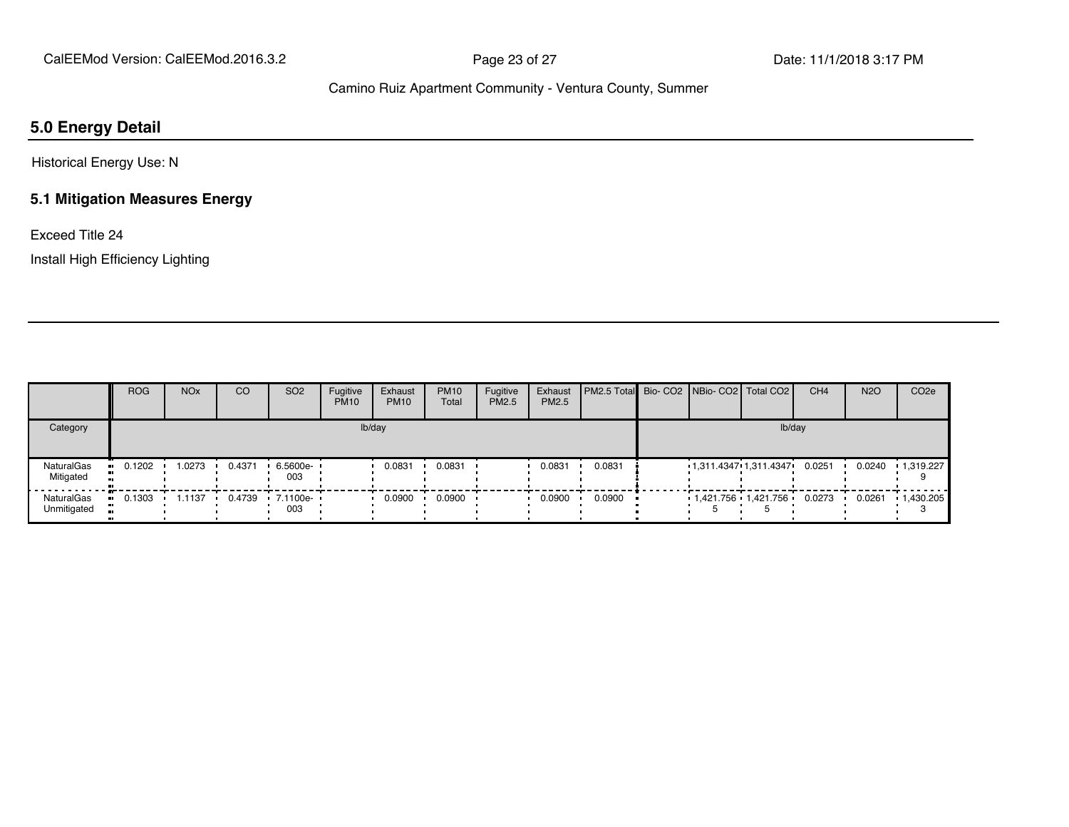## 5.0 Energy Detail

Historical Energy Use: N

### 5.1 Mitigation Measures Energy

Exceed Title 24

Install High Efficiency Lighting

| | ROG | NOx | CO | SO2 | Fugitive PM10 | Exhaust PM10 | PM10 Total | Fugitive PM2.5 | Exhaust PM2.5 | PM2.5 Total | Bio- CO2 | NBio- CO2 | Total CO2 | CH4 | N2O | CO2e |
|---|---|---|---|---|---|---|---|---|---|---|---|---|---|---|---|---|
| Category | lb/day | | | | | | | | | | lb/day | | | | | |
| NaturalGas Mitigated | 0.1202 | 1.0273 | 0.4371 | 6.5600e-003 | | 0.0831 | 0.0831 | | 0.0831 | 0.0831 | | 1,311.4347 | 1,311.4347 | 0.0251 | 0.0240 | 1,319.2279 |
| NaturalGas Unmitigated | 0.1303 | 1.1137 | 0.4739 | 7.1100e-003 | | 0.0900 | 0.0900 | | 0.0900 | 0.0900 | | 1,421.7565 | 1,421.7565 | 0.0273 | 0.0261 | 1,430.2053 |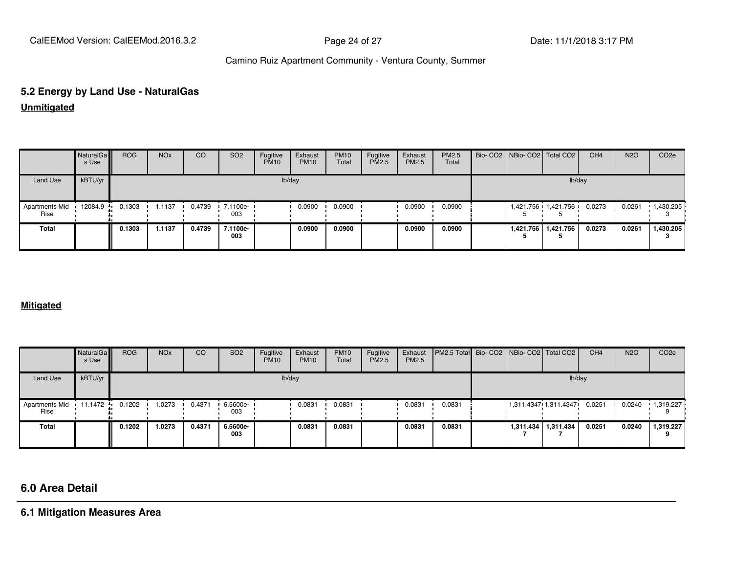## 5.2 Energy by Land Use - NaturalGas

### Unmitigated

| | NaturalGas Use | ROG | NOx | CO | SO2 | Fugitive PM10 | Exhaust PM10 | PM10 Total | Fugitive PM2.5 | Exhaust PM2.5 | PM2.5 Total | Bio- CO2 | NBio- CO2 | Total CO2 | CH4 | N2O | CO2e |
|---|---|---|---|---|---|---|---|---|---|---|---|---|---|---|---|---|---|
| Land Use | kBTU/yr | lb/day | | | | | | | | | | lb/day | | | | | |
| Apartments Mid Rise | 12084.9 | 0.1303 | 1.1137 | 0.4739 | 7.1100e-003 | | 0.0900 | 0.0900 | | 0.0900 | 0.0900 | | 1,421.7565 | 1,421.7565 | 0.0273 | 0.0261 | 1,430.2053 |
| **Total** | | **0.1303** | **1.1137** | **0.4739** | **7.1100e-003** | | **0.0900** | **0.0900** | | **0.0900** | **0.0900** | | **1,421.7565** | **1,421.7565** | **0.0273** | **0.0261** | **1,430.2053** |

### Mitigated

| | NaturalGas Use | ROG | NOx | CO | SO2 | Fugitive PM10 | Exhaust PM10 | PM10 Total | Fugitive PM2.5 | Exhaust PM2.5 | PM2.5 Total | Bio- CO2 | NBio- CO2 | Total CO2 | CH4 | N2O | CO2e |
|---|---|---|---|---|---|---|---|---|---|---|---|---|---|---|---|---|---|
| Land Use | kBTU/yr | lb/day | | | | | | | | | | lb/day | | | | | |
| Apartments Mid Rise | 11.1472 | 0.1202 | 1.0273 | 0.4371 | 6.5600e-003 | | 0.0831 | 0.0831 | | 0.0831 | 0.0831 | | 1,311.4347 | 1,311.4347 | 0.0251 | 0.0240 | 1,319.2279 |
| **Total** | | **0.1202** | **1.0273** | **0.4371** | **6.5600e-003** | | **0.0831** | **0.0831** | | **0.0831** | **0.0831** | | **1,311.4347** | **1,311.4347** | **0.0251** | **0.0240** | **1,319.2279** |

# 6.0 Area Detail

## 6.1 Mitigation Measures Area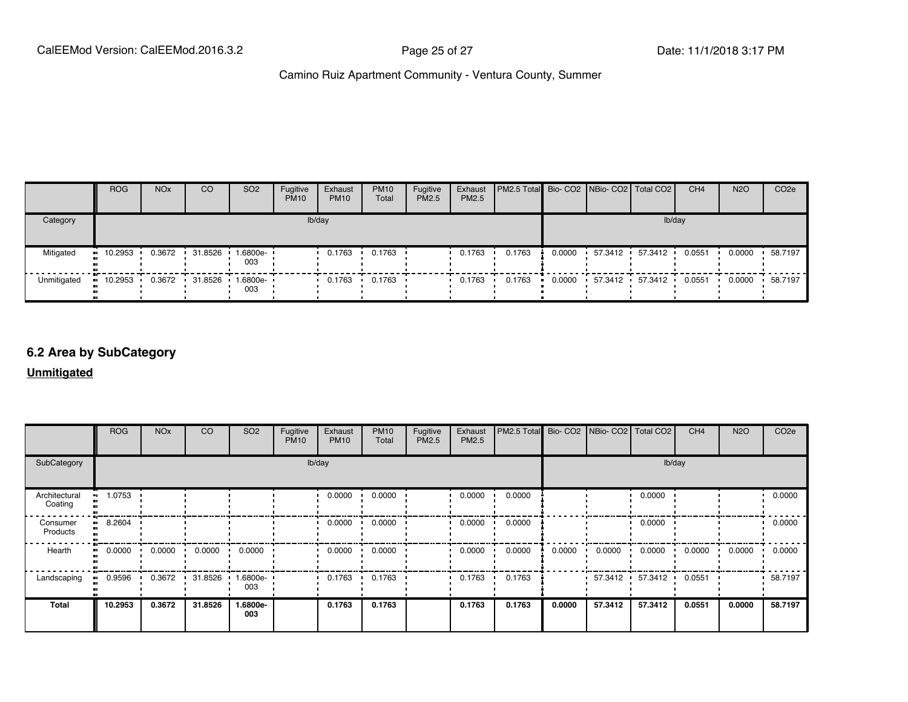| | ROG | NOx | CO | SO2 | Fugitive PM10 | Exhaust PM10 | PM10 Total | Fugitive PM2.5 | Exhaust PM2.5 | PM2.5 Total | Bio- CO2 | NBio- CO2 | Total CO2 | CH4 | N2O | CO2e |
|---|---|---|---|---|---|---|---|---|---|---|---|---|---|---|---|---|
| Category | lb/day | | | | | | | | | | lb/day | | | | | |
| Mitigated | 10.2953 | 0.3672 | 31.8526 | 1.6800e-003 | | 0.1763 | 0.1763 | | 0.1763 | 0.1763 | 0.0000 | 57.3412 | 57.3412 | 0.0551 | 0.0000 | 58.7197 |
| Unmitigated | 10.2953 | 0.3672 | 31.8526 | 1.6800e-003 | | 0.1763 | 0.1763 | | 0.1763 | 0.1763 | 0.0000 | 57.3412 | 57.3412 | 0.0551 | 0.0000 | 58.7197 |

## 6.2 Area by SubCategory

**Unmitigated**

| | ROG | NOx | CO | SO2 | Fugitive PM10 | Exhaust PM10 | PM10 Total | Fugitive PM2.5 | Exhaust PM2.5 | PM2.5 Total | Bio- CO2 | NBio- CO2 | Total CO2 | CH4 | N2O | CO2e |
|---|---|---|---|---|---|---|---|---|---|---|---|---|---|---|---|---|
| SubCategory | lb/day | | | | | | | | | | lb/day | | | | | |
| Architectural Coating | 1.0753 | | | | | 0.0000 | 0.0000 | | 0.0000 | 0.0000 | | | 0.0000 | | | 0.0000 |
| Consumer Products | 8.2604 | | | | | 0.0000 | 0.0000 | | 0.0000 | 0.0000 | | | 0.0000 | | | 0.0000 |
| Hearth | 0.0000 | 0.0000 | 0.0000 | 0.0000 | | 0.0000 | 0.0000 | | 0.0000 | 0.0000 | 0.0000 | 0.0000 | 0.0000 | 0.0000 | 0.0000 | 0.0000 |
| Landscaping | 0.9596 | 0.3672 | 31.8526 | 1.6800e-003 | | 0.1763 | 0.1763 | | 0.1763 | 0.1763 | | 57.3412 | 57.3412 | 0.0551 | | 58.7197 |
| **Total** | **10.2953** | **0.3672** | **31.8526** | **1.6800e-003** | | **0.1763** | **0.1763** | | **0.1763** | **0.1763** | **0.0000** | **57.3412** | **57.3412** | **0.0551** | **0.0000** | **58.7197** |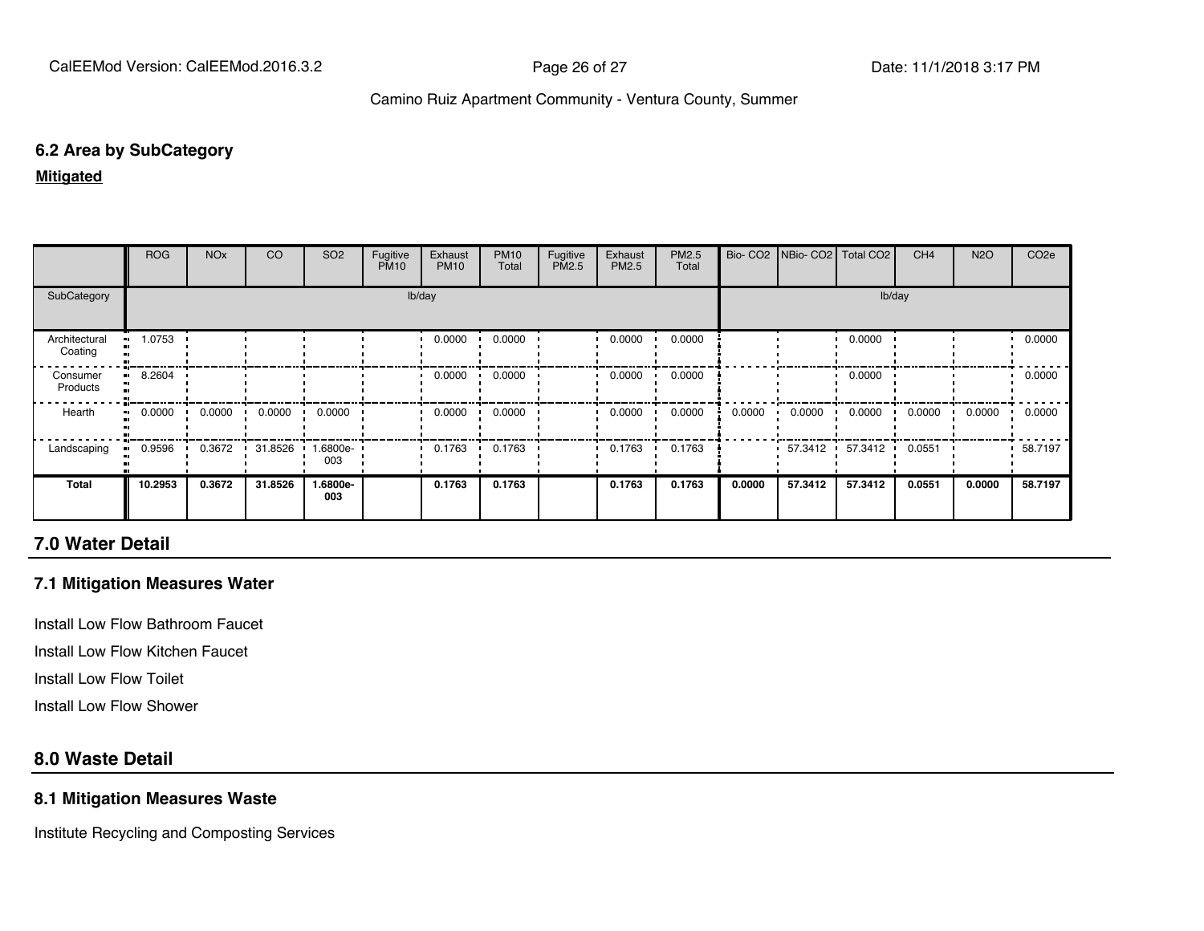### 6.2 Area by SubCategory

**Mitigated**

| | ROG | NOx | CO | SO2 | Fugitive PM10 | Exhaust PM10 | PM10 Total | Fugitive PM2.5 | Exhaust PM2.5 | PM2.5 Total | Bio- CO2 | NBio- CO2 | Total CO2 | CH4 | N2O | CO2e |
|---|---|---|---|---|---|---|---|---|---|---|---|---|---|---|---|---|
| SubCategory | lb/day | | | | | | | | | | lb/day | | | | | |
| Architectural Coating | 1.0753 | | | | | 0.0000 | 0.0000 | | 0.0000 | 0.0000 | | | 0.0000 | | | 0.0000 |
| Consumer Products | 8.2604 | | | | | 0.0000 | 0.0000 | | 0.0000 | 0.0000 | | | 0.0000 | | | 0.0000 |
| Hearth | 0.0000 | 0.0000 | 0.0000 | 0.0000 | | 0.0000 | 0.0000 | | 0.0000 | 0.0000 | 0.0000 | 0.0000 | 0.0000 | 0.0000 | 0.0000 | 0.0000 |
| Landscaping | 0.9596 | 0.3672 | 31.8526 | 1.6800e-003 | | 0.1763 | 0.1763 | | 0.1763 | 0.1763 | | 57.3412 | 57.3412 | 0.0551 | | 58.7197 |
| **Total** | **10.2953** | **0.3672** | **31.8526** | **1.6800e-003** | | **0.1763** | **0.1763** | | **0.1763** | **0.1763** | **0.0000** | **57.3412** | **57.3412** | **0.0551** | **0.0000** | **58.7197** |

## 7.0 Water Detail

### 7.1 Mitigation Measures Water

Install Low Flow Bathroom Faucet

Install Low Flow Kitchen Faucet

Install Low Flow Toilet

Install Low Flow Shower

## 8.0 Waste Detail

### 8.1 Mitigation Measures Waste

Institute Recycling and Composting Services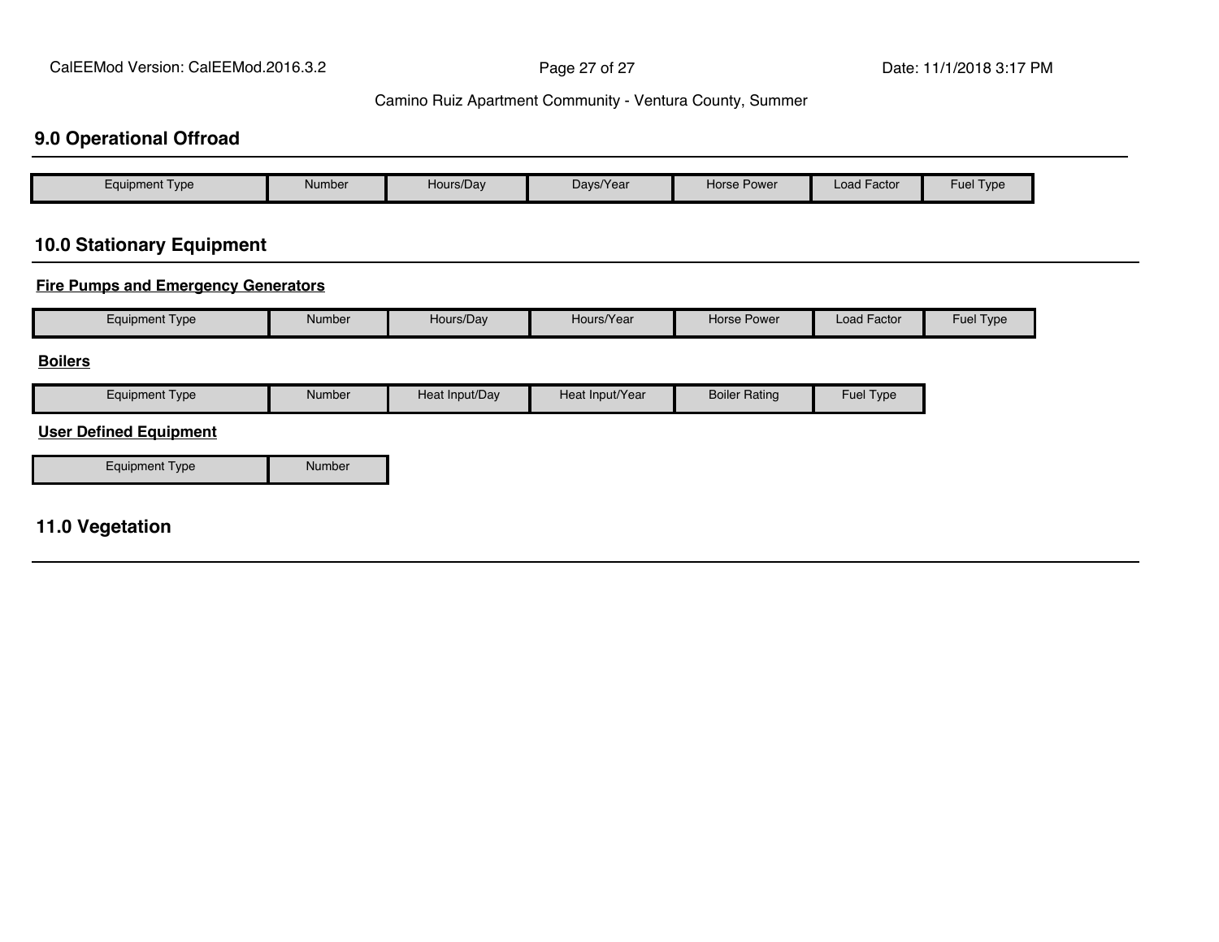## 9.0 Operational Offroad

| Equipment Type | Number | Hours/Day | Days/Year | Horse Power | Load Factor | Fuel Type |
|---|---|---|---|---|---|---|

## 10.0 Stationary Equipment

### Fire Pumps and Emergency Generators

| Equipment Type | Number | Hours/Day | Hours/Year | Horse Power | Load Factor | Fuel Type |
|---|---|---|---|---|---|---|

### Boilers

| Equipment Type | Number | Heat Input/Day | Heat Input/Year | Boiler Rating | Fuel Type |
|---|---|---|---|---|---|

### User Defined Equipment

| Equipment Type | Number |
|---|---|

## 11.0 Vegetation